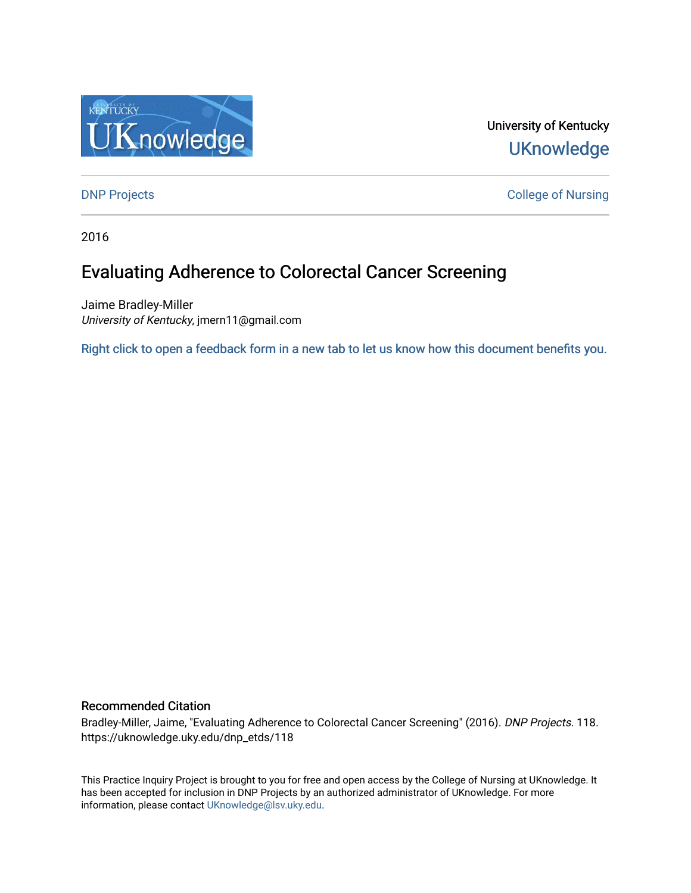University of Kentucky

UKnowledge

DNP Projects

College of Nursing

2016

# Evaluating Adherence to Colorectal Cancer Screening

Jaime Bradley-Miller
*University of Kentucky*, jmern11@gmail.com

Right click to open a feedback form in a new tab to let us know how this document benefits you.

### Recommended Citation

Bradley-Miller, Jaime, "Evaluating Adherence to Colorectal Cancer Screening" (2016). *DNP Projects*. 118.
https://uknowledge.uky.edu/dnp_etds/118

This Practice Inquiry Project is brought to you for free and open access by the College of Nursing at UKnowledge. It has been accepted for inclusion in DNP Projects by an authorized administrator of UKnowledge. For more information, please contact UKnowledge@lsv.uky.edu.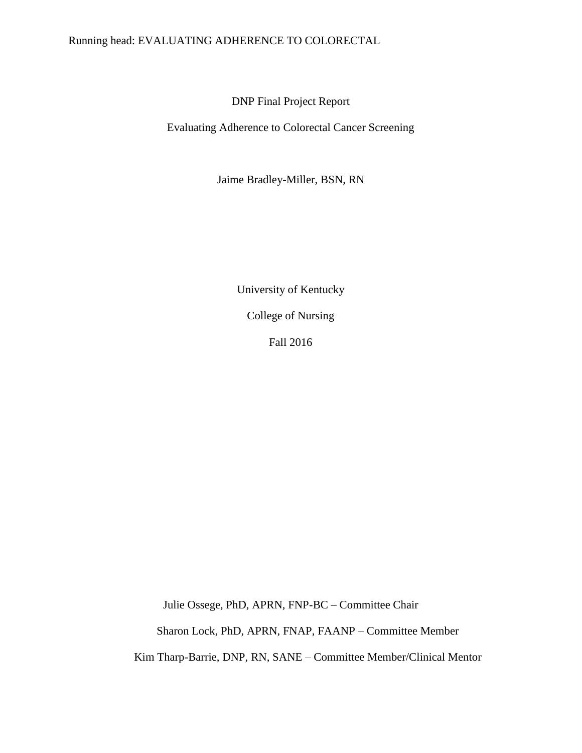DNP Final Project Report

Evaluating Adherence to Colorectal Cancer Screening

Jaime Bradley-Miller, BSN, RN

University of Kentucky

College of Nursing

Fall 2016

Julie Ossege, PhD, APRN, FNP-BC – Committee Chair

Sharon Lock, PhD, APRN, FNAP, FAANP – Committee Member

Kim Tharp-Barrie, DNP, RN, SANE – Committee Member/Clinical Mentor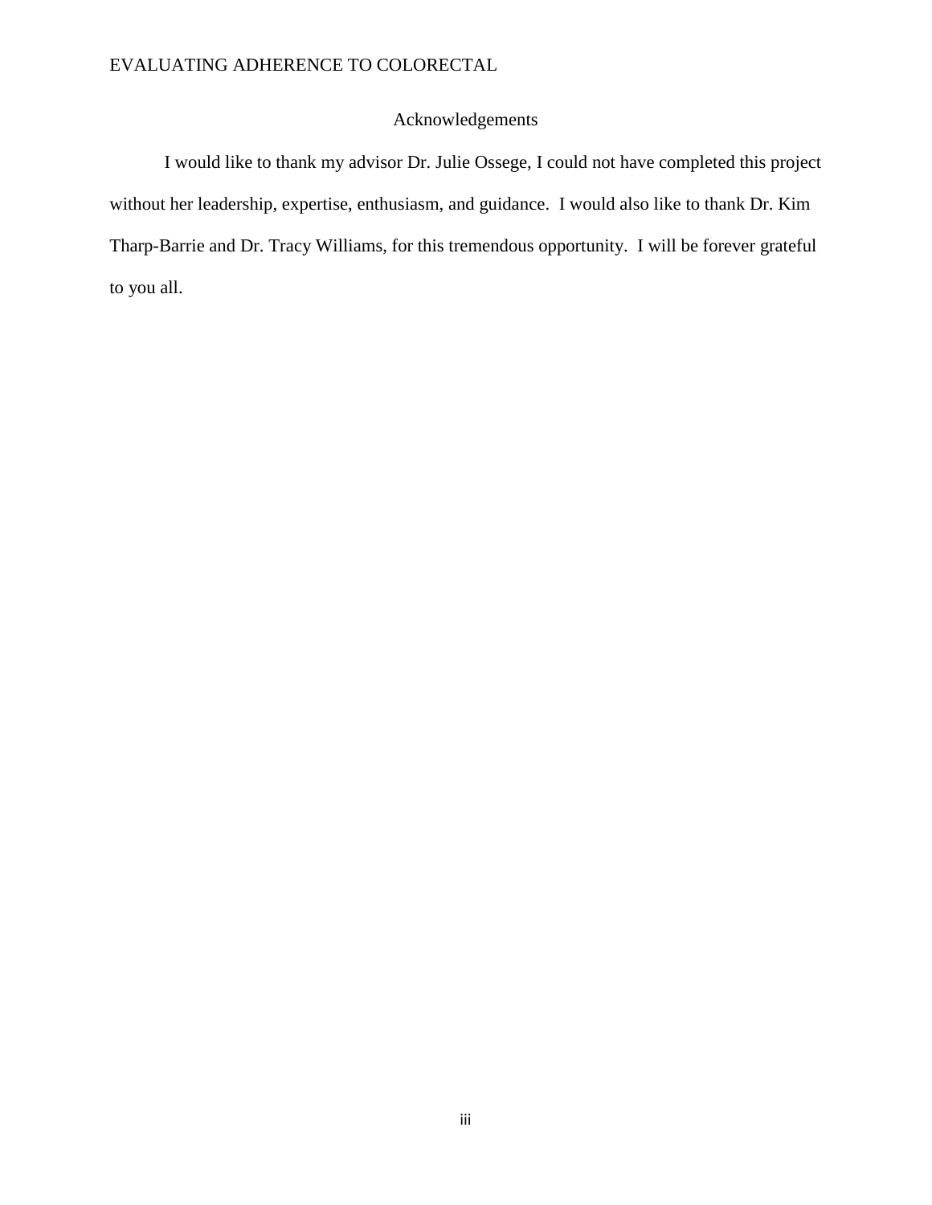## Acknowledgements

I would like to thank my advisor Dr. Julie Ossege, I could not have completed this project without her leadership, expertise, enthusiasm, and guidance. I would also like to thank Dr. Kim Tharp-Barrie and Dr. Tracy Williams, for this tremendous opportunity. I will be forever grateful to you all.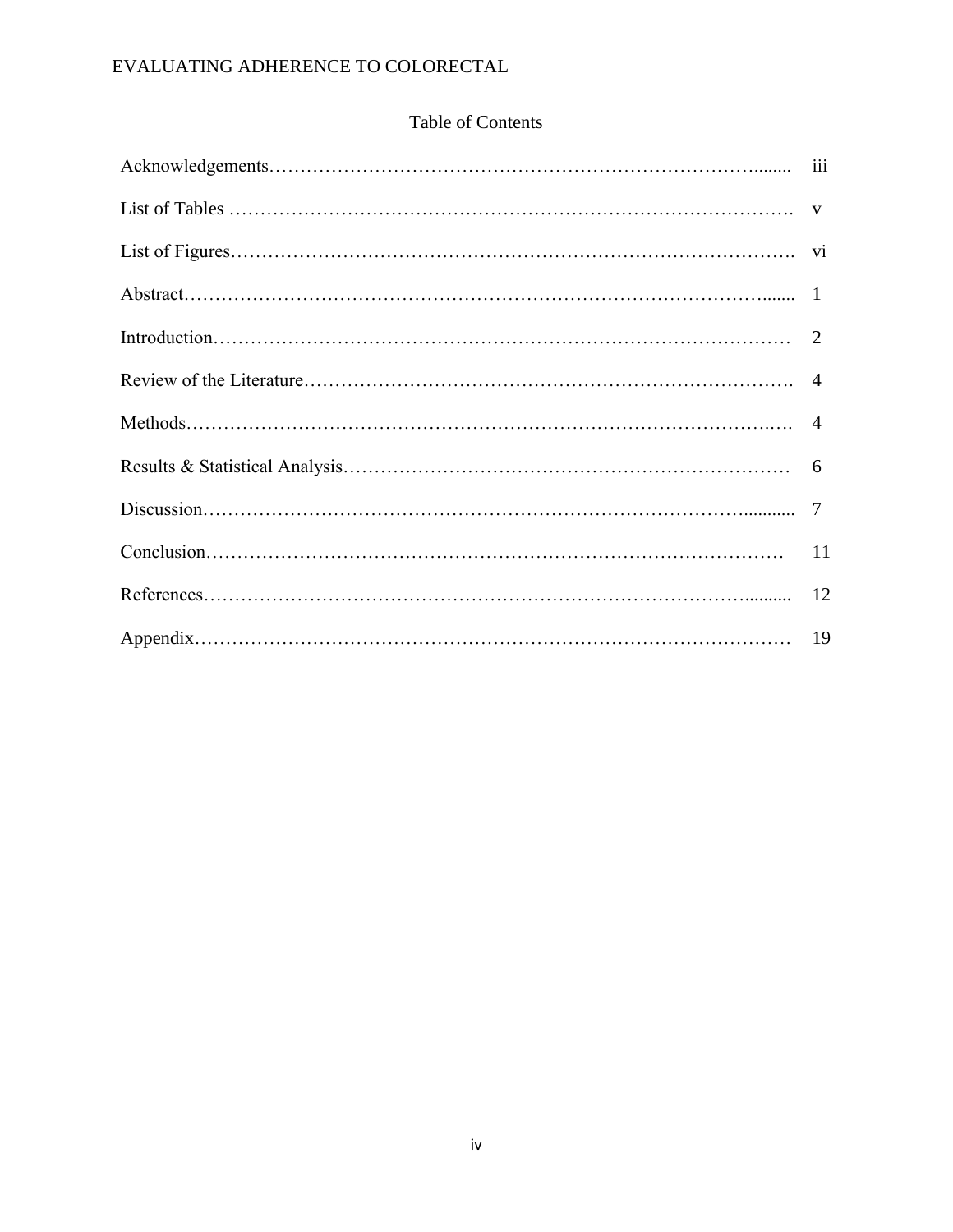# Table of Contents

| | |
|---|---|
| Acknowledgements | iii |
| List of Tables | v |
| List of Figures | vi |
| Abstract | 1 |
| Introduction | 2 |
| Review of the Literature | 4 |
| Methods | 4 |
| Results & Statistical Analysis | 6 |
| Discussion | 7 |
| Conclusion | 11 |
| References | 12 |
| Appendix | 19 |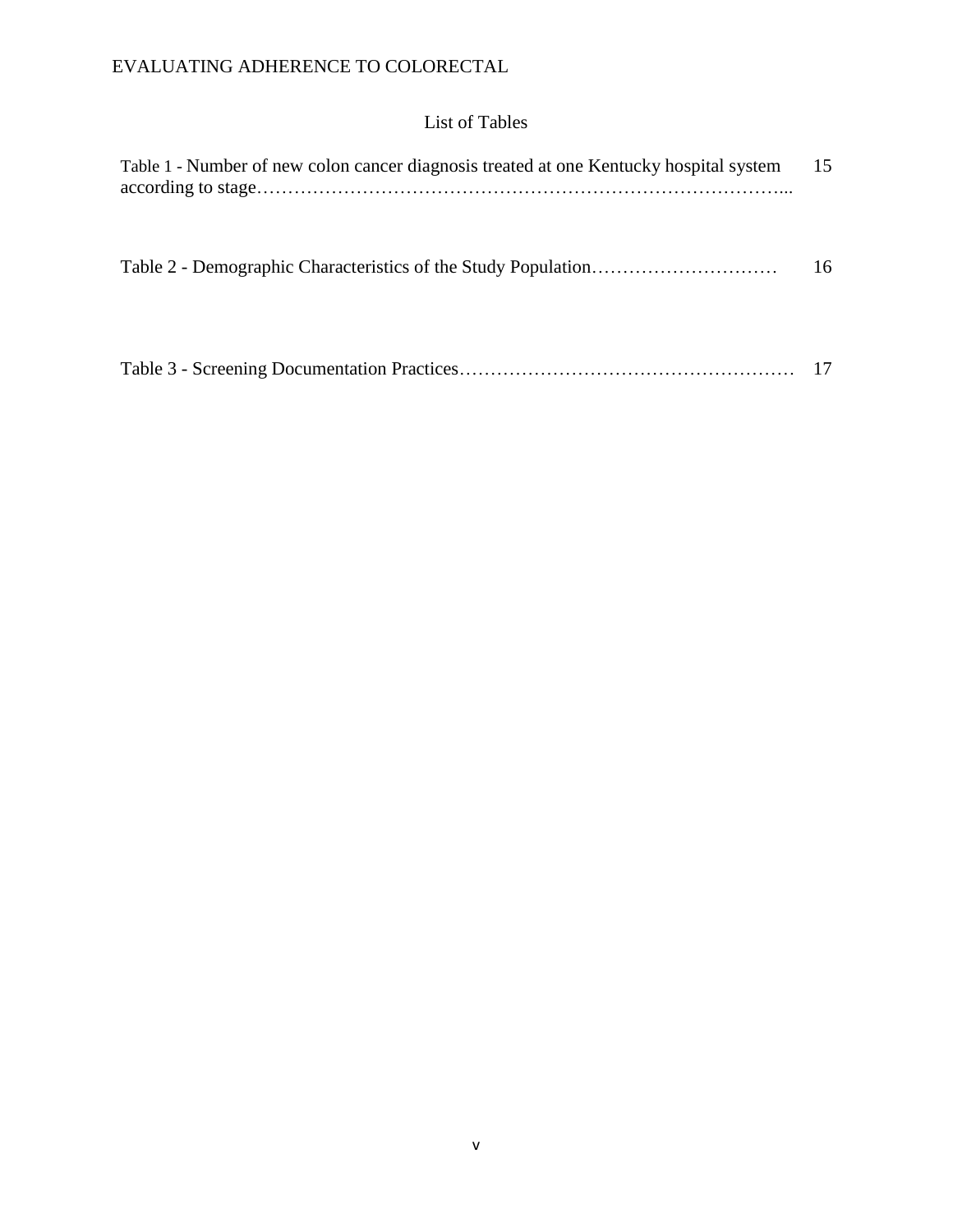# List of Tables

Table 1 - Number of new colon cancer diagnosis treated at one Kentucky hospital system according to stage………………………………………………………………………... 15

Table 2 - Demographic Characteristics of the Study Population………………………… 16

Table 3 - Screening Documentation Practices……………………………………………… 17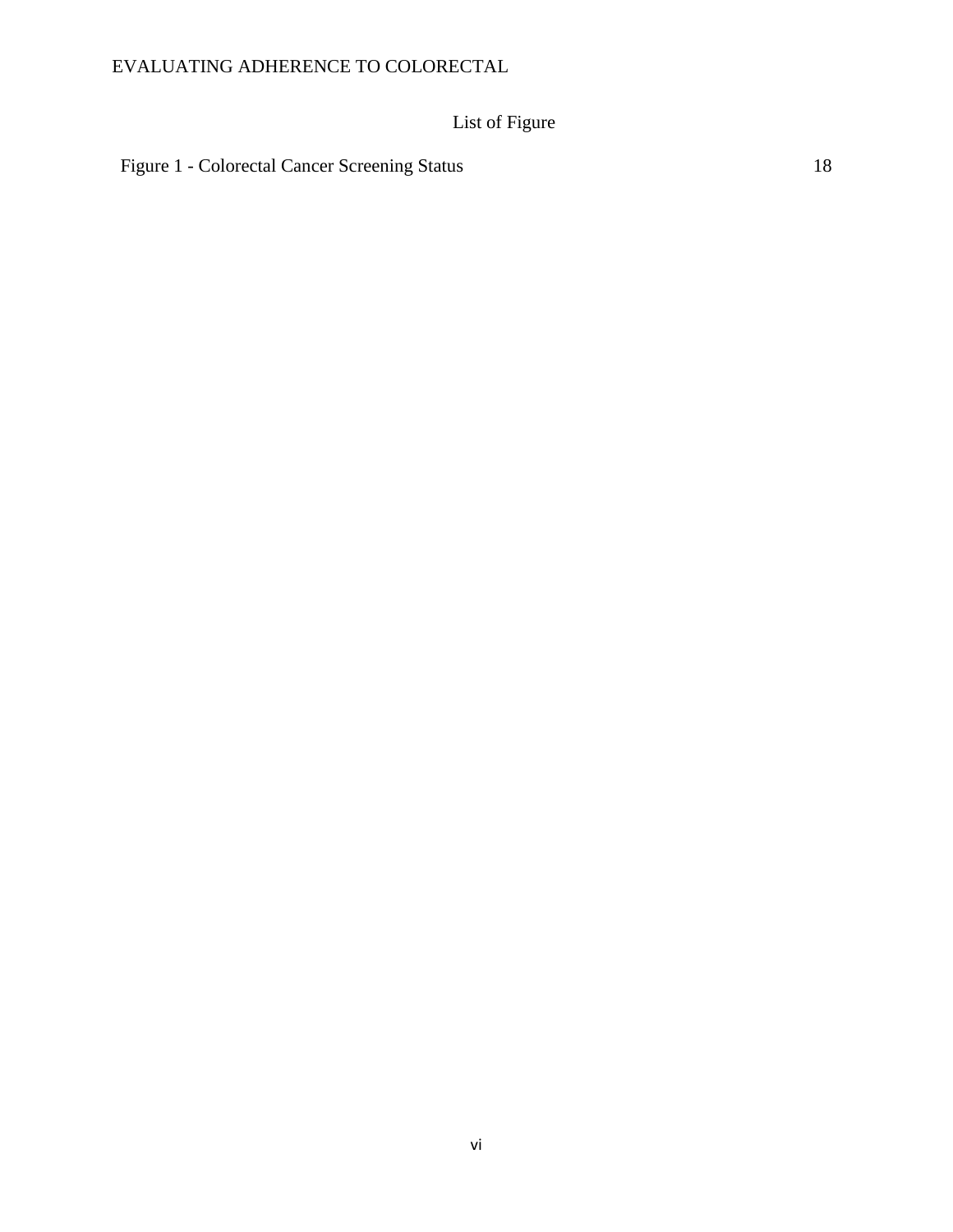# List of Figure

Figure 1 - Colorectal Cancer Screening Status 18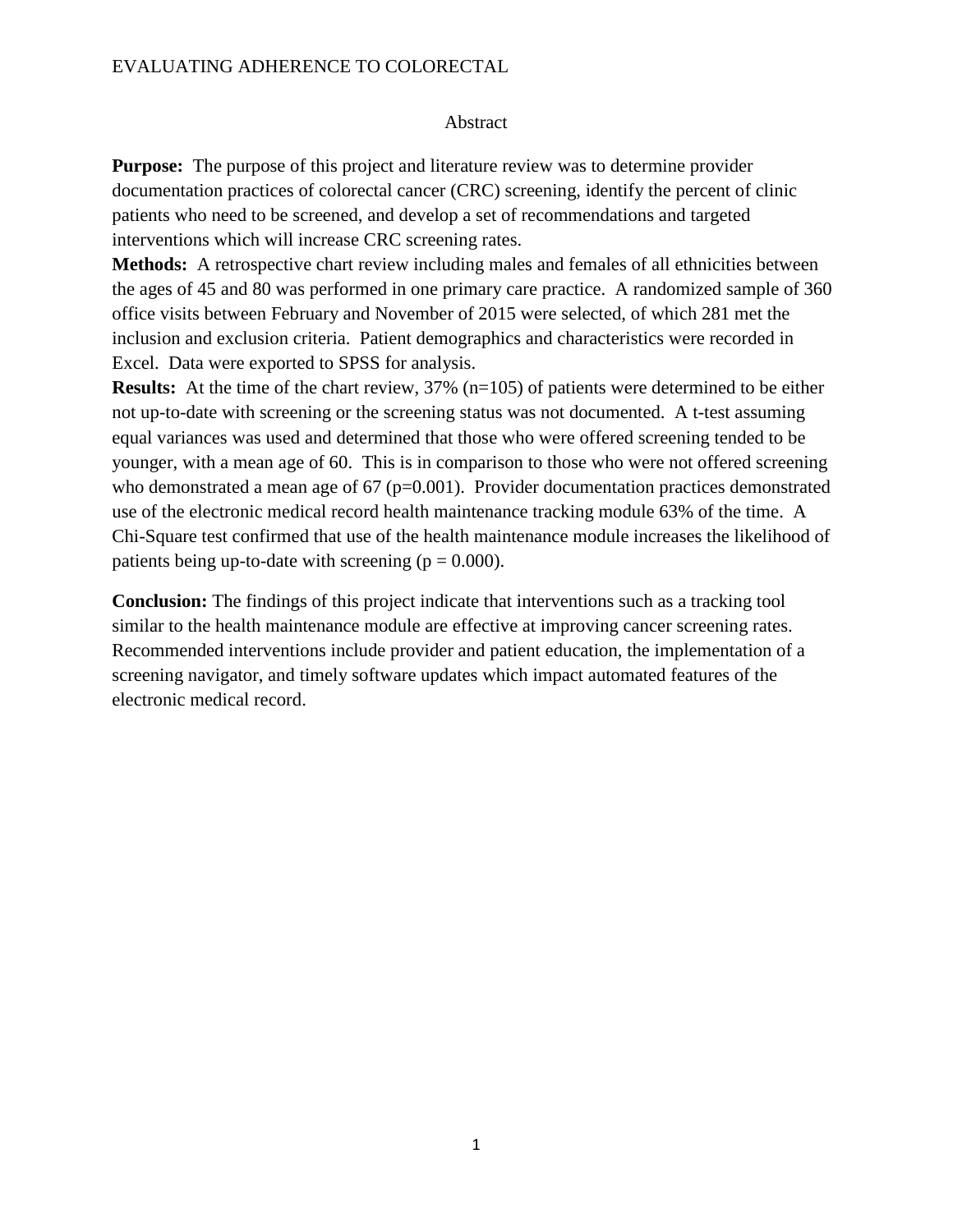## Abstract

**Purpose:** The purpose of this project and literature review was to determine provider documentation practices of colorectal cancer (CRC) screening, identify the percent of clinic patients who need to be screened, and develop a set of recommendations and targeted interventions which will increase CRC screening rates.

**Methods:** A retrospective chart review including males and females of all ethnicities between the ages of 45 and 80 was performed in one primary care practice. A randomized sample of 360 office visits between February and November of 2015 were selected, of which 281 met the inclusion and exclusion criteria. Patient demographics and characteristics were recorded in Excel. Data were exported to SPSS for analysis.

**Results:** At the time of the chart review, 37% (n=105) of patients were determined to be either not up-to-date with screening or the screening status was not documented. A t-test assuming equal variances was used and determined that those who were offered screening tended to be younger, with a mean age of 60. This is in comparison to those who were not offered screening who demonstrated a mean age of 67 ($p=0.001$). Provider documentation practices demonstrated use of the electronic medical record health maintenance tracking module 63% of the time. A Chi-Square test confirmed that use of the health maintenance module increases the likelihood of patients being up-to-date with screening ($p = 0.000$).

**Conclusion:** The findings of this project indicate that interventions such as a tracking tool similar to the health maintenance module are effective at improving cancer screening rates. Recommended interventions include provider and patient education, the implementation of a screening navigator, and timely software updates which impact automated features of the electronic medical record.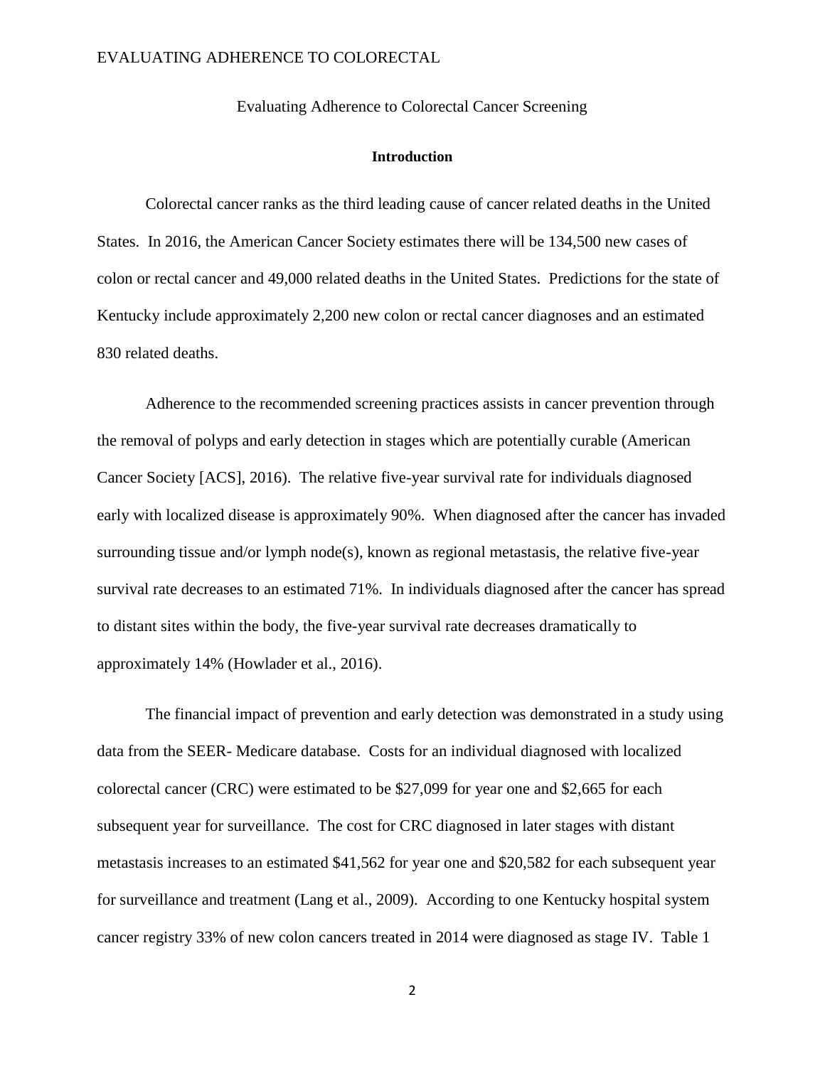Evaluating Adherence to Colorectal Cancer Screening

## Introduction

Colorectal cancer ranks as the third leading cause of cancer related deaths in the United States. In 2016, the American Cancer Society estimates there will be 134,500 new cases of colon or rectal cancer and 49,000 related deaths in the United States. Predictions for the state of Kentucky include approximately 2,200 new colon or rectal cancer diagnoses and an estimated 830 related deaths.

Adherence to the recommended screening practices assists in cancer prevention through the removal of polyps and early detection in stages which are potentially curable (American Cancer Society [ACS], 2016). The relative five-year survival rate for individuals diagnosed early with localized disease is approximately 90%. When diagnosed after the cancer has invaded surrounding tissue and/or lymph node(s), known as regional metastasis, the relative five-year survival rate decreases to an estimated 71%. In individuals diagnosed after the cancer has spread to distant sites within the body, the five-year survival rate decreases dramatically to approximately 14% (Howlader et al., 2016).

The financial impact of prevention and early detection was demonstrated in a study using data from the SEER- Medicare database. Costs for an individual diagnosed with localized colorectal cancer (CRC) were estimated to be $27,099 for year one and $2,665 for each subsequent year for surveillance. The cost for CRC diagnosed in later stages with distant metastasis increases to an estimated $41,562 for year one and $20,582 for each subsequent year for surveillance and treatment (Lang et al., 2009). According to one Kentucky hospital system cancer registry 33% of new colon cancers treated in 2014 were diagnosed as stage IV. Table 1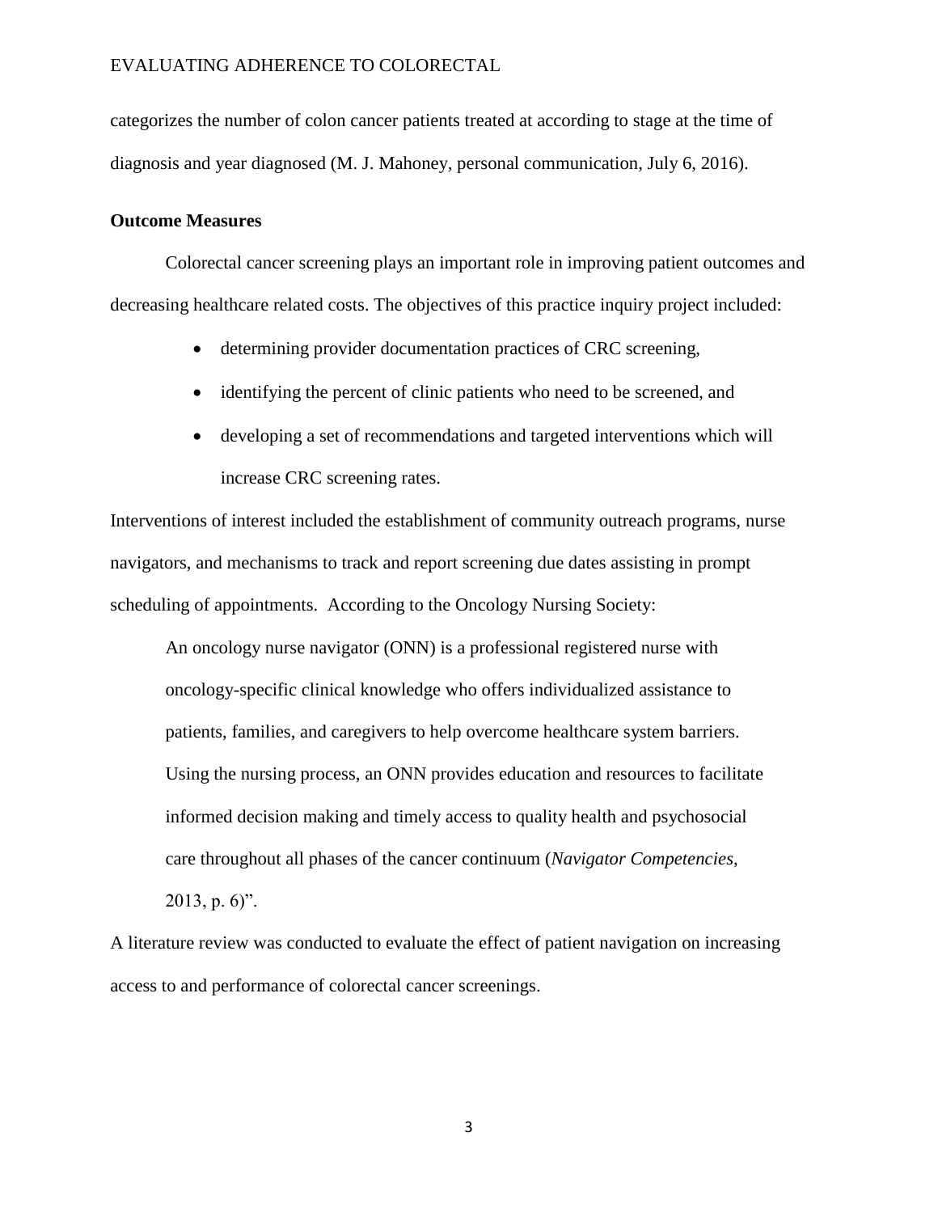categorizes the number of colon cancer patients treated at according to stage at the time of diagnosis and year diagnosed (M. J. Mahoney, personal communication, July 6, 2016).

**Outcome Measures**

Colorectal cancer screening plays an important role in improving patient outcomes and decreasing healthcare related costs. The objectives of this practice inquiry project included:

- determining provider documentation practices of CRC screening,
- identifying the percent of clinic patients who need to be screened, and
- developing a set of recommendations and targeted interventions which will increase CRC screening rates.

Interventions of interest included the establishment of community outreach programs, nurse navigators, and mechanisms to track and report screening due dates assisting in prompt scheduling of appointments. According to the Oncology Nursing Society:

> An oncology nurse navigator (ONN) is a professional registered nurse with oncology-specific clinical knowledge who offers individualized assistance to patients, families, and caregivers to help overcome healthcare system barriers. Using the nursing process, an ONN provides education and resources to facilitate informed decision making and timely access to quality health and psychosocial care throughout all phases of the cancer continuum (*Navigator Competencies*, 2013, p. 6)".

A literature review was conducted to evaluate the effect of patient navigation on increasing access to and performance of colorectal cancer screenings.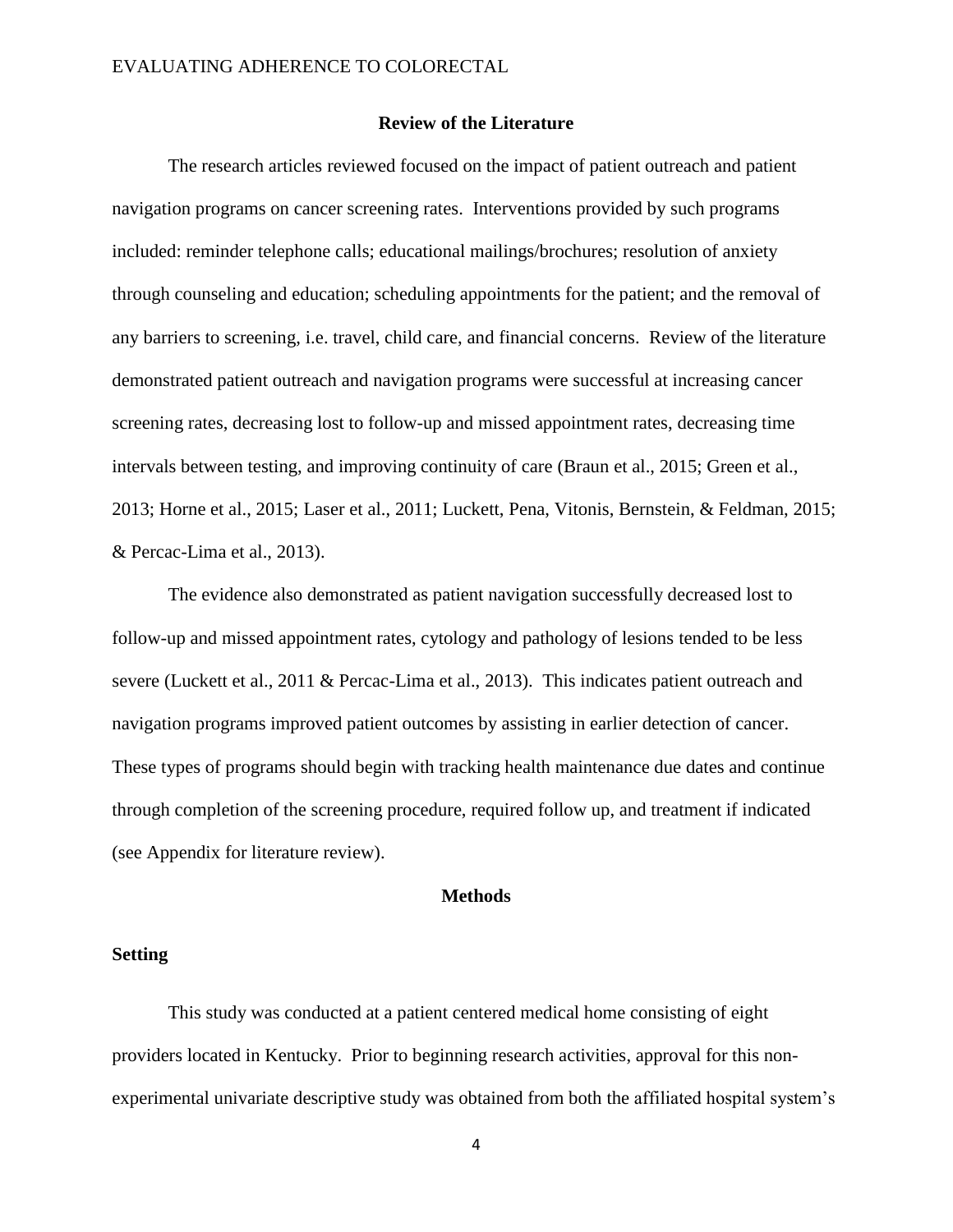## Review of the Literature

The research articles reviewed focused on the impact of patient outreach and patient navigation programs on cancer screening rates. Interventions provided by such programs included: reminder telephone calls; educational mailings/brochures; resolution of anxiety through counseling and education; scheduling appointments for the patient; and the removal of any barriers to screening, i.e. travel, child care, and financial concerns. Review of the literature demonstrated patient outreach and navigation programs were successful at increasing cancer screening rates, decreasing lost to follow-up and missed appointment rates, decreasing time intervals between testing, and improving continuity of care (Braun et al., 2015; Green et al., 2013; Horne et al., 2015; Laser et al., 2011; Luckett, Pena, Vitonis, Bernstein, & Feldman, 2015; & Percac-Lima et al., 2013).

The evidence also demonstrated as patient navigation successfully decreased lost to follow-up and missed appointment rates, cytology and pathology of lesions tended to be less severe (Luckett et al., 2011 & Percac-Lima et al., 2013). This indicates patient outreach and navigation programs improved patient outcomes by assisting in earlier detection of cancer. These types of programs should begin with tracking health maintenance due dates and continue through completion of the screening procedure, required follow up, and treatment if indicated (see Appendix for literature review).

## Methods

### Setting

This study was conducted at a patient centered medical home consisting of eight providers located in Kentucky. Prior to beginning research activities, approval for this non-experimental univariate descriptive study was obtained from both the affiliated hospital system's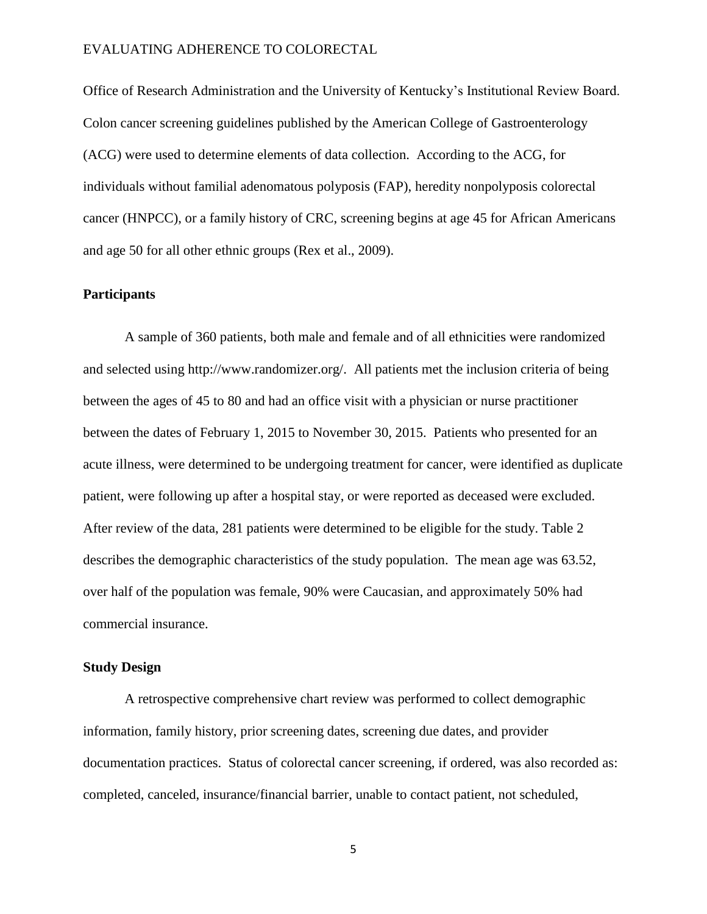Office of Research Administration and the University of Kentucky's Institutional Review Board. Colon cancer screening guidelines published by the American College of Gastroenterology (ACG) were used to determine elements of data collection. According to the ACG, for individuals without familial adenomatous polyposis (FAP), heredity nonpolyposis colorectal cancer (HNPCC), or a family history of CRC, screening begins at age 45 for African Americans and age 50 for all other ethnic groups (Rex et al., 2009).

## Participants

A sample of 360 patients, both male and female and of all ethnicities were randomized and selected using http://www.randomizer.org/. All patients met the inclusion criteria of being between the ages of 45 to 80 and had an office visit with a physician or nurse practitioner between the dates of February 1, 2015 to November 30, 2015. Patients who presented for an acute illness, were determined to be undergoing treatment for cancer, were identified as duplicate patient, were following up after a hospital stay, or were reported as deceased were excluded. After review of the data, 281 patients were determined to be eligible for the study. Table 2 describes the demographic characteristics of the study population. The mean age was 63.52, over half of the population was female, 90% were Caucasian, and approximately 50% had commercial insurance.

## Study Design

A retrospective comprehensive chart review was performed to collect demographic information, family history, prior screening dates, screening due dates, and provider documentation practices. Status of colorectal cancer screening, if ordered, was also recorded as: completed, canceled, insurance/financial barrier, unable to contact patient, not scheduled,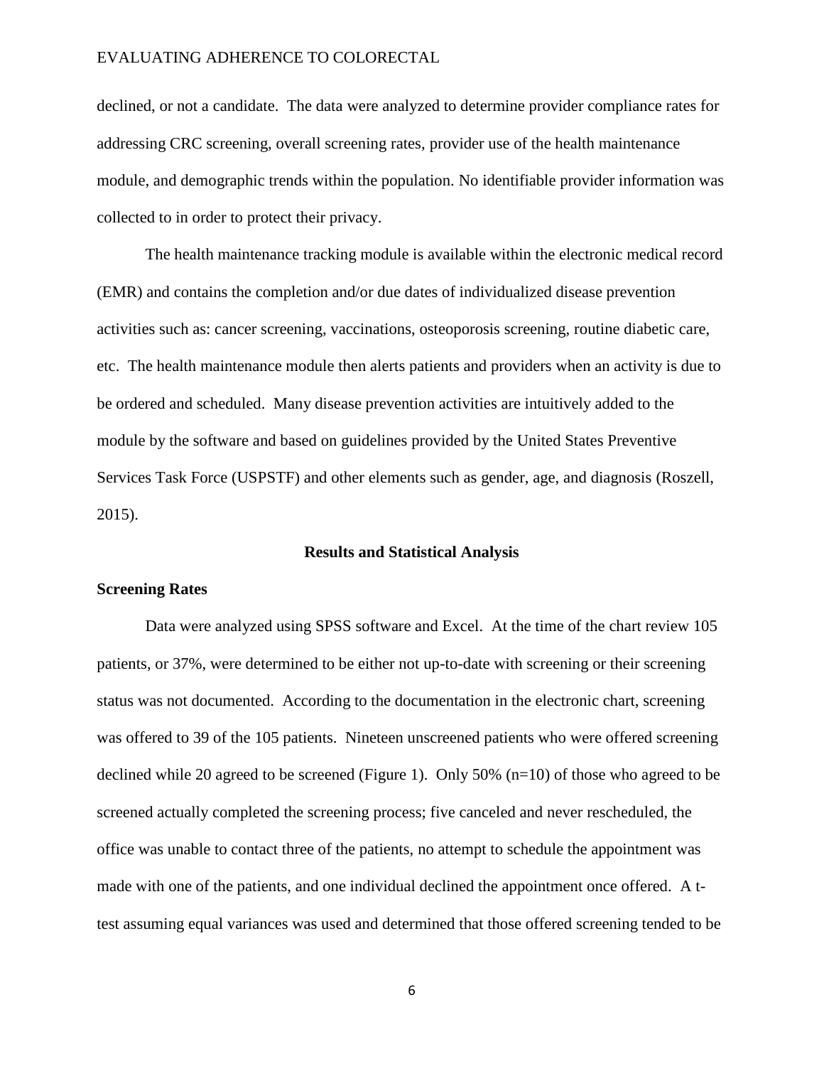declined, or not a candidate. The data were analyzed to determine provider compliance rates for addressing CRC screening, overall screening rates, provider use of the health maintenance module, and demographic trends within the population. No identifiable provider information was collected to in order to protect their privacy.

The health maintenance tracking module is available within the electronic medical record (EMR) and contains the completion and/or due dates of individualized disease prevention activities such as: cancer screening, vaccinations, osteoporosis screening, routine diabetic care, etc. The health maintenance module then alerts patients and providers when an activity is due to be ordered and scheduled. Many disease prevention activities are intuitively added to the module by the software and based on guidelines provided by the United States Preventive Services Task Force (USPSTF) and other elements such as gender, age, and diagnosis (Roszell, 2015).

## Results and Statistical Analysis

### Screening Rates

Data were analyzed using SPSS software and Excel. At the time of the chart review 105 patients, or 37%, were determined to be either not up-to-date with screening or their screening status was not documented. According to the documentation in the electronic chart, screening was offered to 39 of the 105 patients. Nineteen unscreened patients who were offered screening declined while 20 agreed to be screened (Figure 1). Only 50% (n=10) of those who agreed to be screened actually completed the screening process; five canceled and never rescheduled, the office was unable to contact three of the patients, no attempt to schedule the appointment was made with one of the patients, and one individual declined the appointment once offered. A t-test assuming equal variances was used and determined that those offered screening tended to be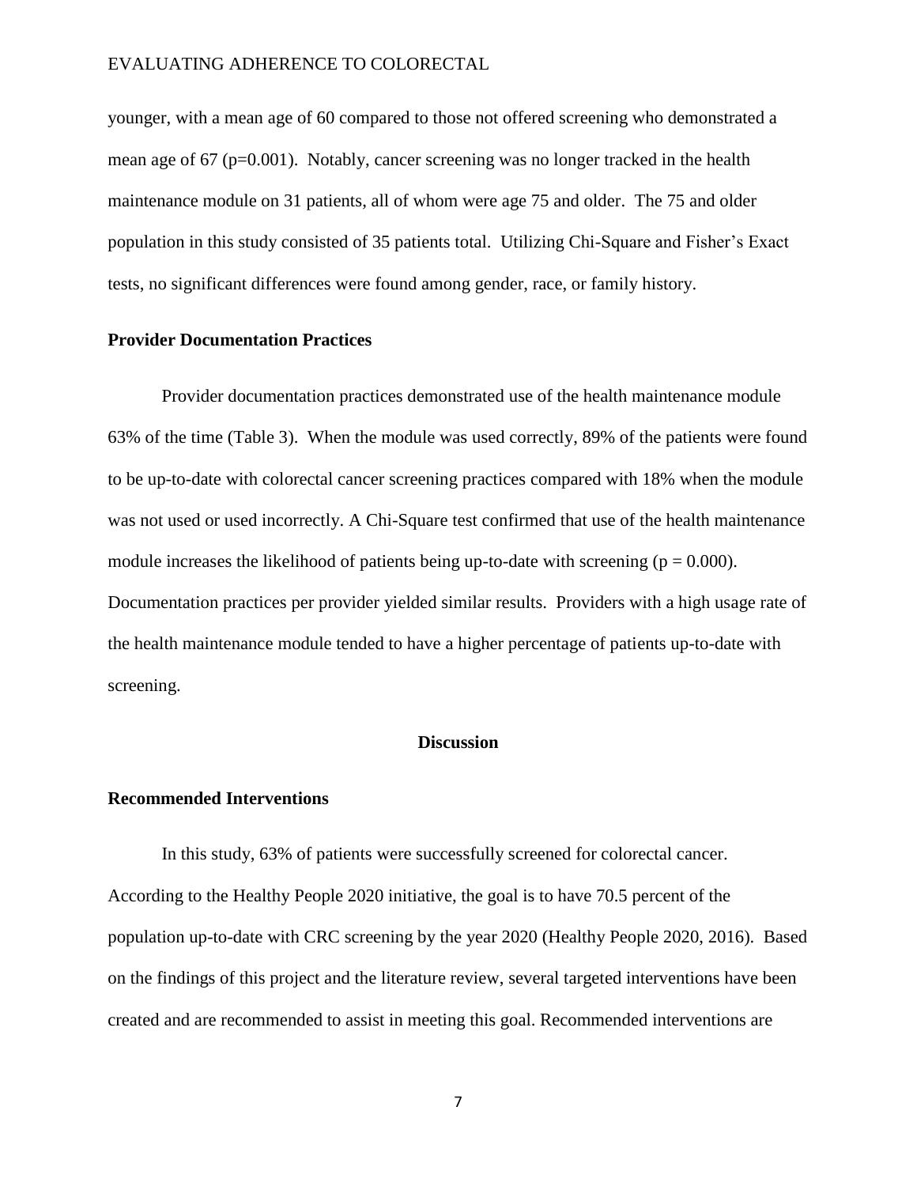younger, with a mean age of 60 compared to those not offered screening who demonstrated a mean age of 67 ($p=0.001$). Notably, cancer screening was no longer tracked in the health maintenance module on 31 patients, all of whom were age 75 and older. The 75 and older population in this study consisted of 35 patients total. Utilizing Chi-Square and Fisher's Exact tests, no significant differences were found among gender, race, or family history.

### Provider Documentation Practices

Provider documentation practices demonstrated use of the health maintenance module 63% of the time (Table 3). When the module was used correctly, 89% of the patients were found to be up-to-date with colorectal cancer screening practices compared with 18% when the module was not used or used incorrectly. A Chi-Square test confirmed that use of the health maintenance module increases the likelihood of patients being up-to-date with screening ($p = 0.000$). Documentation practices per provider yielded similar results. Providers with a high usage rate of the health maintenance module tended to have a higher percentage of patients up-to-date with screening.

## Discussion

### Recommended Interventions

In this study, 63% of patients were successfully screened for colorectal cancer. According to the Healthy People 2020 initiative, the goal is to have 70.5 percent of the population up-to-date with CRC screening by the year 2020 (Healthy People 2020, 2016). Based on the findings of this project and the literature review, several targeted interventions have been created and are recommended to assist in meeting this goal. Recommended interventions are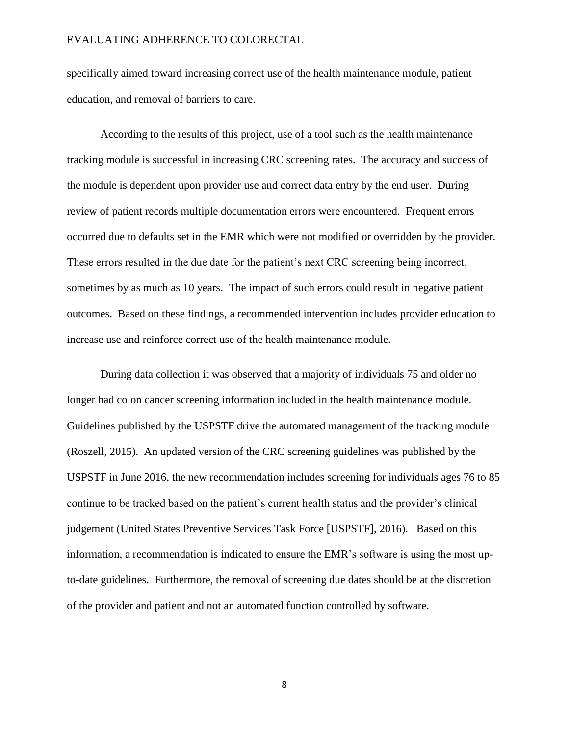specifically aimed toward increasing correct use of the health maintenance module, patient education, and removal of barriers to care.

According to the results of this project, use of a tool such as the health maintenance tracking module is successful in increasing CRC screening rates. The accuracy and success of the module is dependent upon provider use and correct data entry by the end user. During review of patient records multiple documentation errors were encountered. Frequent errors occurred due to defaults set in the EMR which were not modified or overridden by the provider. These errors resulted in the due date for the patient's next CRC screening being incorrect, sometimes by as much as 10 years. The impact of such errors could result in negative patient outcomes. Based on these findings, a recommended intervention includes provider education to increase use and reinforce correct use of the health maintenance module.

During data collection it was observed that a majority of individuals 75 and older no longer had colon cancer screening information included in the health maintenance module. Guidelines published by the USPSTF drive the automated management of the tracking module (Roszell, 2015). An updated version of the CRC screening guidelines was published by the USPSTF in June 2016, the new recommendation includes screening for individuals ages 76 to 85 continue to be tracked based on the patient's current health status and the provider's clinical judgement (United States Preventive Services Task Force [USPSTF], 2016). Based on this information, a recommendation is indicated to ensure the EMR's software is using the most up-to-date guidelines. Furthermore, the removal of screening due dates should be at the discretion of the provider and patient and not an automated function controlled by software.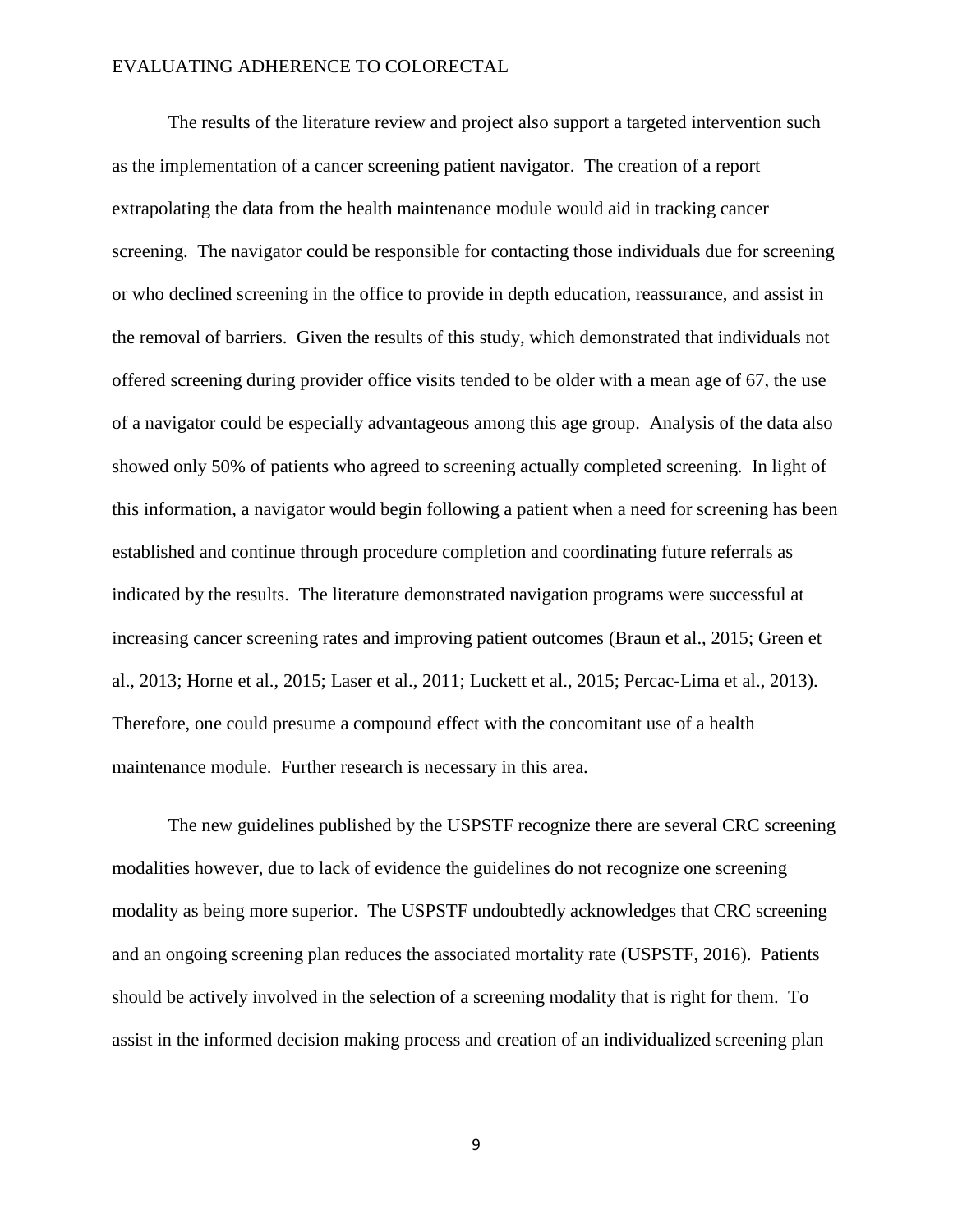The results of the literature review and project also support a targeted intervention such as the implementation of a cancer screening patient navigator. The creation of a report extrapolating the data from the health maintenance module would aid in tracking cancer screening. The navigator could be responsible for contacting those individuals due for screening or who declined screening in the office to provide in depth education, reassurance, and assist in the removal of barriers. Given the results of this study, which demonstrated that individuals not offered screening during provider office visits tended to be older with a mean age of 67, the use of a navigator could be especially advantageous among this age group. Analysis of the data also showed only 50% of patients who agreed to screening actually completed screening. In light of this information, a navigator would begin following a patient when a need for screening has been established and continue through procedure completion and coordinating future referrals as indicated by the results. The literature demonstrated navigation programs were successful at increasing cancer screening rates and improving patient outcomes (Braun et al., 2015; Green et al., 2013; Horne et al., 2015; Laser et al., 2011; Luckett et al., 2015; Percac-Lima et al., 2013). Therefore, one could presume a compound effect with the concomitant use of a health maintenance module. Further research is necessary in this area.

The new guidelines published by the USPSTF recognize there are several CRC screening modalities however, due to lack of evidence the guidelines do not recognize one screening modality as being more superior. The USPSTF undoubtedly acknowledges that CRC screening and an ongoing screening plan reduces the associated mortality rate (USPSTF, 2016). Patients should be actively involved in the selection of a screening modality that is right for them. To assist in the informed decision making process and creation of an individualized screening plan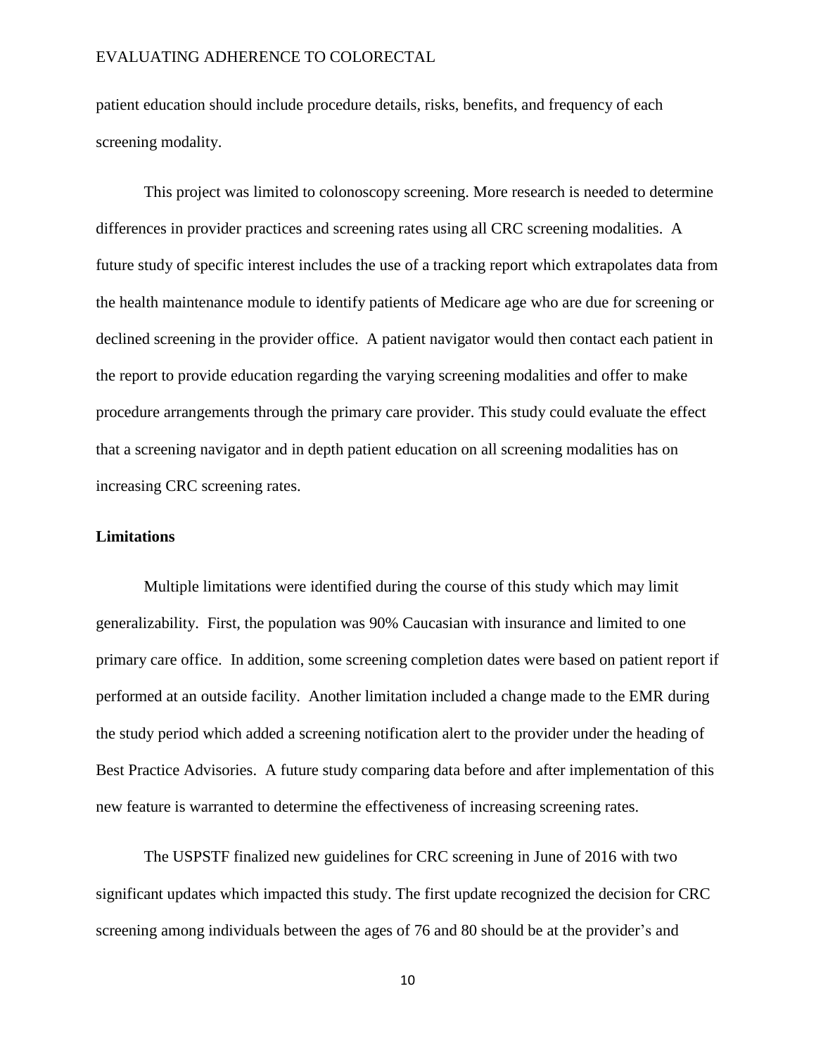patient education should include procedure details, risks, benefits, and frequency of each screening modality.

This project was limited to colonoscopy screening. More research is needed to determine differences in provider practices and screening rates using all CRC screening modalities. A future study of specific interest includes the use of a tracking report which extrapolates data from the health maintenance module to identify patients of Medicare age who are due for screening or declined screening in the provider office. A patient navigator would then contact each patient in the report to provide education regarding the varying screening modalities and offer to make procedure arrangements through the primary care provider. This study could evaluate the effect that a screening navigator and in depth patient education on all screening modalities has on increasing CRC screening rates.

## Limitations

Multiple limitations were identified during the course of this study which may limit generalizability. First, the population was 90% Caucasian with insurance and limited to one primary care office. In addition, some screening completion dates were based on patient report if performed at an outside facility. Another limitation included a change made to the EMR during the study period which added a screening notification alert to the provider under the heading of Best Practice Advisories. A future study comparing data before and after implementation of this new feature is warranted to determine the effectiveness of increasing screening rates.

The USPSTF finalized new guidelines for CRC screening in June of 2016 with two significant updates which impacted this study. The first update recognized the decision for CRC screening among individuals between the ages of 76 and 80 should be at the provider's and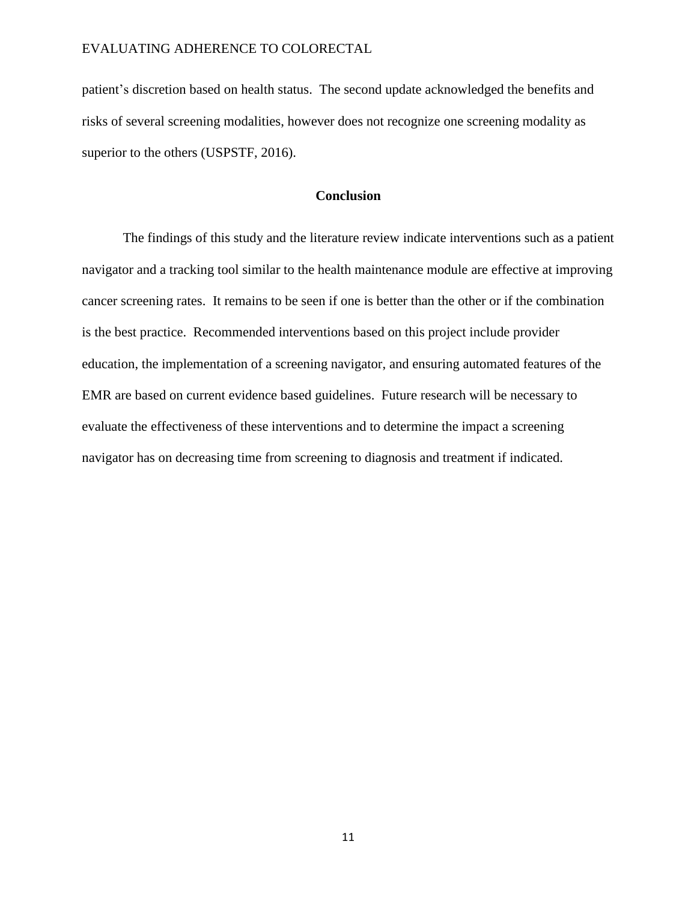patient's discretion based on health status.  The second update acknowledged the benefits and risks of several screening modalities, however does not recognize one screening modality as superior to the others (USPSTF, 2016).

## Conclusion

The findings of this study and the literature review indicate interventions such as a patient navigator and a tracking tool similar to the health maintenance module are effective at improving cancer screening rates.  It remains to be seen if one is better than the other or if the combination is the best practice.  Recommended interventions based on this project include provider education, the implementation of a screening navigator, and ensuring automated features of the EMR are based on current evidence based guidelines.  Future research will be necessary to evaluate the effectiveness of these interventions and to determine the impact a screening navigator has on decreasing time from screening to diagnosis and treatment if indicated.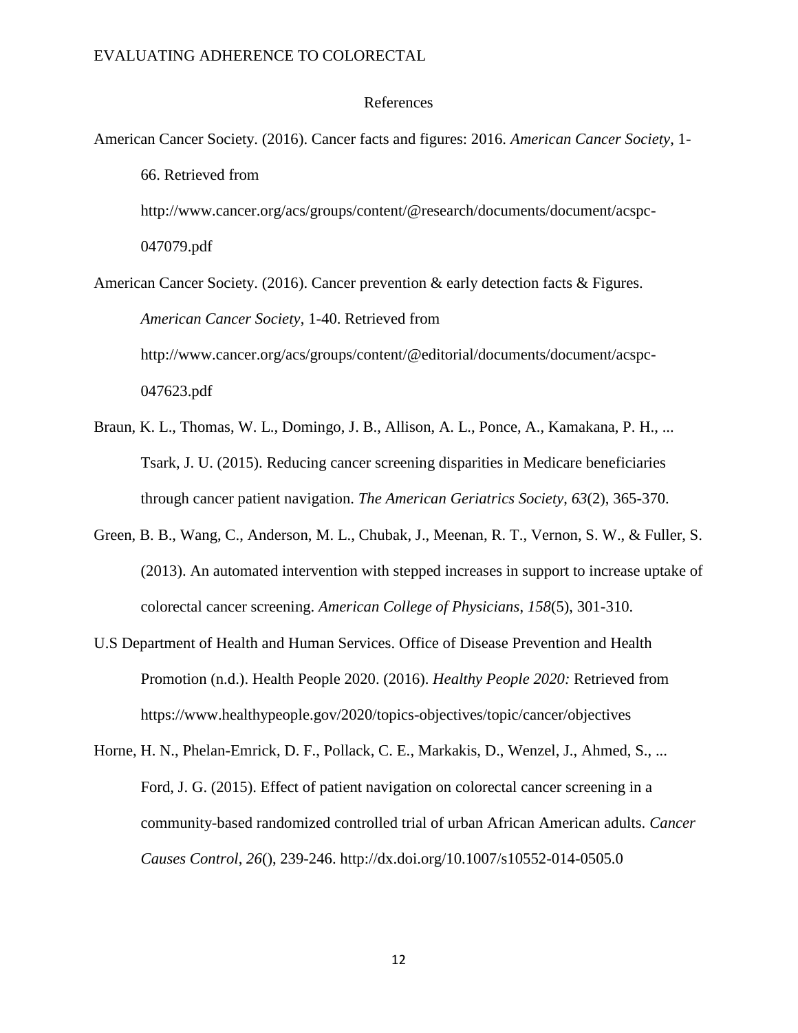# References

American Cancer Society. (2016). Cancer facts and figures: 2016. *American Cancer Society*, 1-66. Retrieved from http://www.cancer.org/acs/groups/content/@research/documents/document/acspc-047079.pdf

American Cancer Society. (2016). Cancer prevention & early detection facts & Figures. *American Cancer Society*, 1-40. Retrieved from http://www.cancer.org/acs/groups/content/@editorial/documents/document/acspc-047623.pdf

Braun, K. L., Thomas, W. L., Domingo, J. B., Allison, A. L., Ponce, A., Kamakana, P. H., ... Tsark, J. U. (2015). Reducing cancer screening disparities in Medicare beneficiaries through cancer patient navigation. *The American Geriatrics Society*, *63*(2), 365-370.

Green, B. B., Wang, C., Anderson, M. L., Chubak, J., Meenan, R. T., Vernon, S. W., & Fuller, S. (2013). An automated intervention with stepped increases in support to increase uptake of colorectal cancer screening. *American College of Physicians*, *158*(5), 301-310.

U.S Department of Health and Human Services. Office of Disease Prevention and Health Promotion (n.d.). Health People 2020. (2016). *Healthy People 2020:* Retrieved from https://www.healthypeople.gov/2020/topics-objectives/topic/cancer/objectives

Horne, H. N., Phelan-Emrick, D. F., Pollack, C. E., Markakis, D., Wenzel, J., Ahmed, S., ... Ford, J. G. (2015). Effect of patient navigation on colorectal cancer screening in a community-based randomized controlled trial of urban African American adults. *Cancer Causes Control*, *26*(), 239-246. http://dx.doi.org/10.1007/s10552-014-0505.0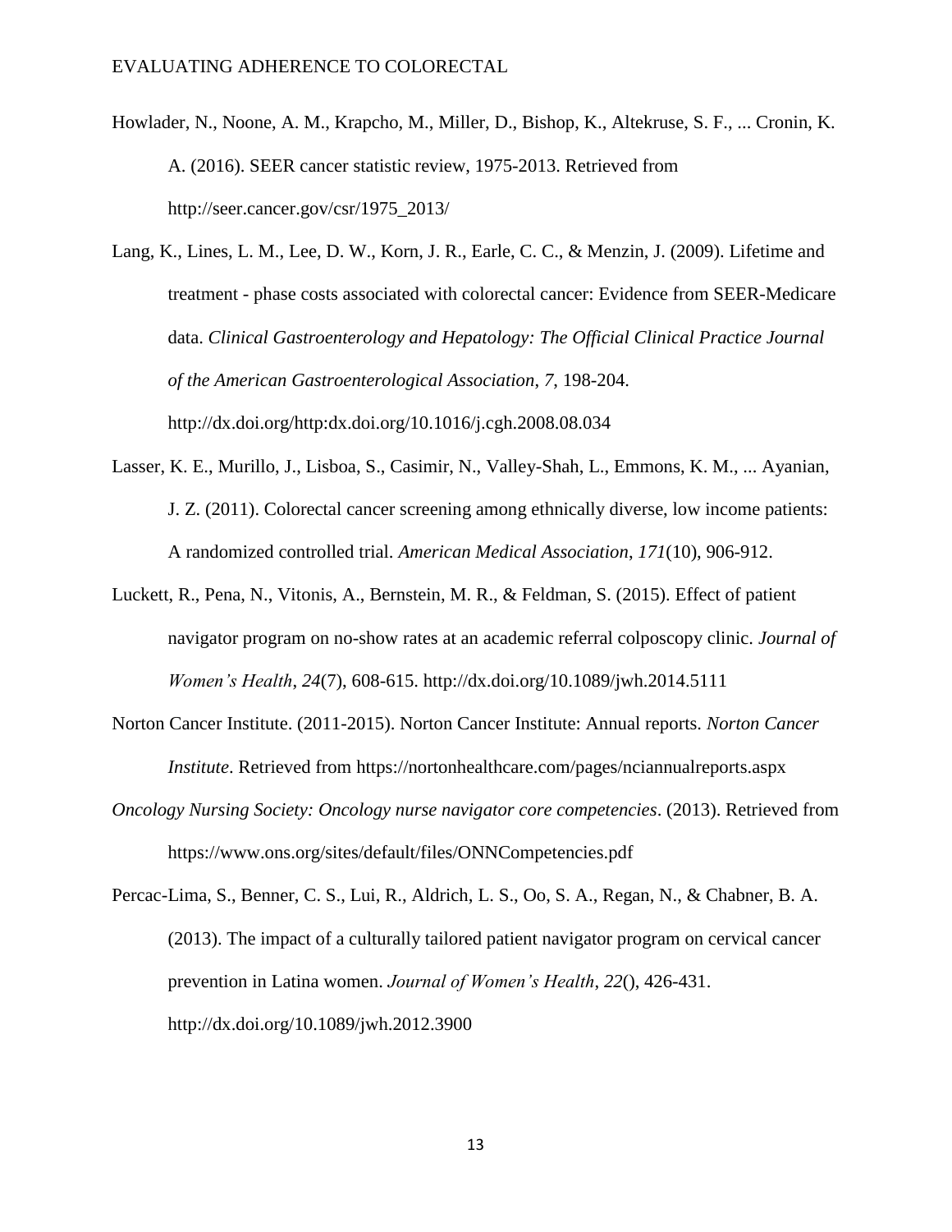Howlader, N., Noone, A. M., Krapcho, M., Miller, D., Bishop, K., Altekruse, S. F., ... Cronin, K. A. (2016). SEER cancer statistic review, 1975-2013. Retrieved from http://seer.cancer.gov/csr/1975_2013/

Lang, K., Lines, L. M., Lee, D. W., Korn, J. R., Earle, C. C., & Menzin, J. (2009). Lifetime and treatment - phase costs associated with colorectal cancer: Evidence from SEER-Medicare data. *Clinical Gastroenterology and Hepatology: The Official Clinical Practice Journal of the American Gastroenterological Association*, *7*, 198-204. http://dx.doi.org/http:dx.doi.org/10.1016/j.cgh.2008.08.034

Lasser, K. E., Murillo, J., Lisboa, S., Casimir, N., Valley-Shah, L., Emmons, K. M., ... Ayanian, J. Z. (2011). Colorectal cancer screening among ethnically diverse, low income patients: A randomized controlled trial. *American Medical Association*, *171*(10), 906-912.

Luckett, R., Pena, N., Vitonis, A., Bernstein, M. R., & Feldman, S. (2015). Effect of patient navigator program on no-show rates at an academic referral colposcopy clinic. *Journal of Women's Health*, *24*(7), 608-615. http://dx.doi.org/10.1089/jwh.2014.5111

Norton Cancer Institute. (2011-2015). Norton Cancer Institute: Annual reports. *Norton Cancer Institute*. Retrieved from https://nortonhealthcare.com/pages/nciannualreports.aspx

*Oncology Nursing Society: Oncology nurse navigator core competencies*. (2013). Retrieved from https://www.ons.org/sites/default/files/ONNCompetencies.pdf

Percac-Lima, S., Benner, C. S., Lui, R., Aldrich, L. S., Oo, S. A., Regan, N., & Chabner, B. A. (2013). The impact of a culturally tailored patient navigator program on cervical cancer prevention in Latina women. *Journal of Women's Health*, *22*(), 426-431. http://dx.doi.org/10.1089/jwh.2012.3900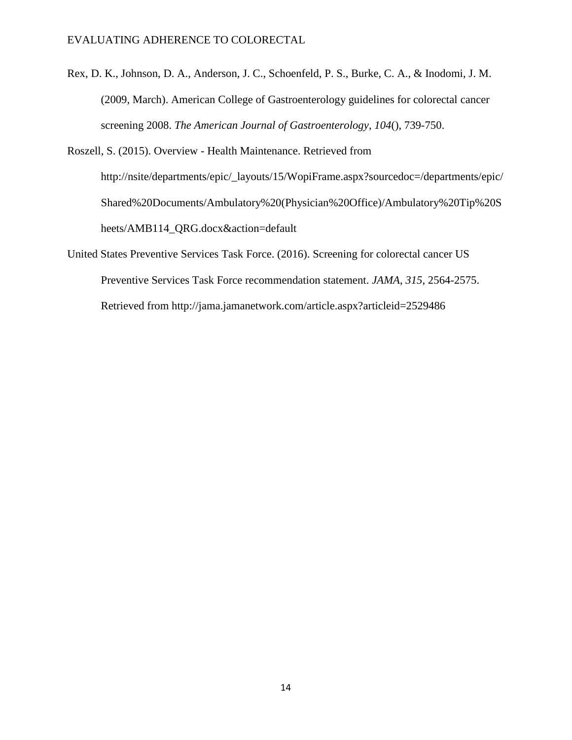Rex, D. K., Johnson, D. A., Anderson, J. C., Schoenfeld, P. S., Burke, C. A., & Inodomi, J. M. (2009, March). American College of Gastroenterology guidelines for colorectal cancer screening 2008. *The American Journal of Gastroenterology*, *104*(), 739-750.

Roszell, S. (2015). Overview - Health Maintenance. Retrieved from http://nsite/departments/epic/_layouts/15/WopiFrame.aspx?sourcedoc=/departments/epic/Shared%20Documents/Ambulatory%20(Physician%20Office)/Ambulatory%20Tip%20Sheets/AMB114_QRG.docx&action=default

United States Preventive Services Task Force. (2016). Screening for colorectal cancer US Preventive Services Task Force recommendation statement. *JAMA*, *315*, 2564-2575. Retrieved from http://jama.jamanetwork.com/article.aspx?articleid=2529486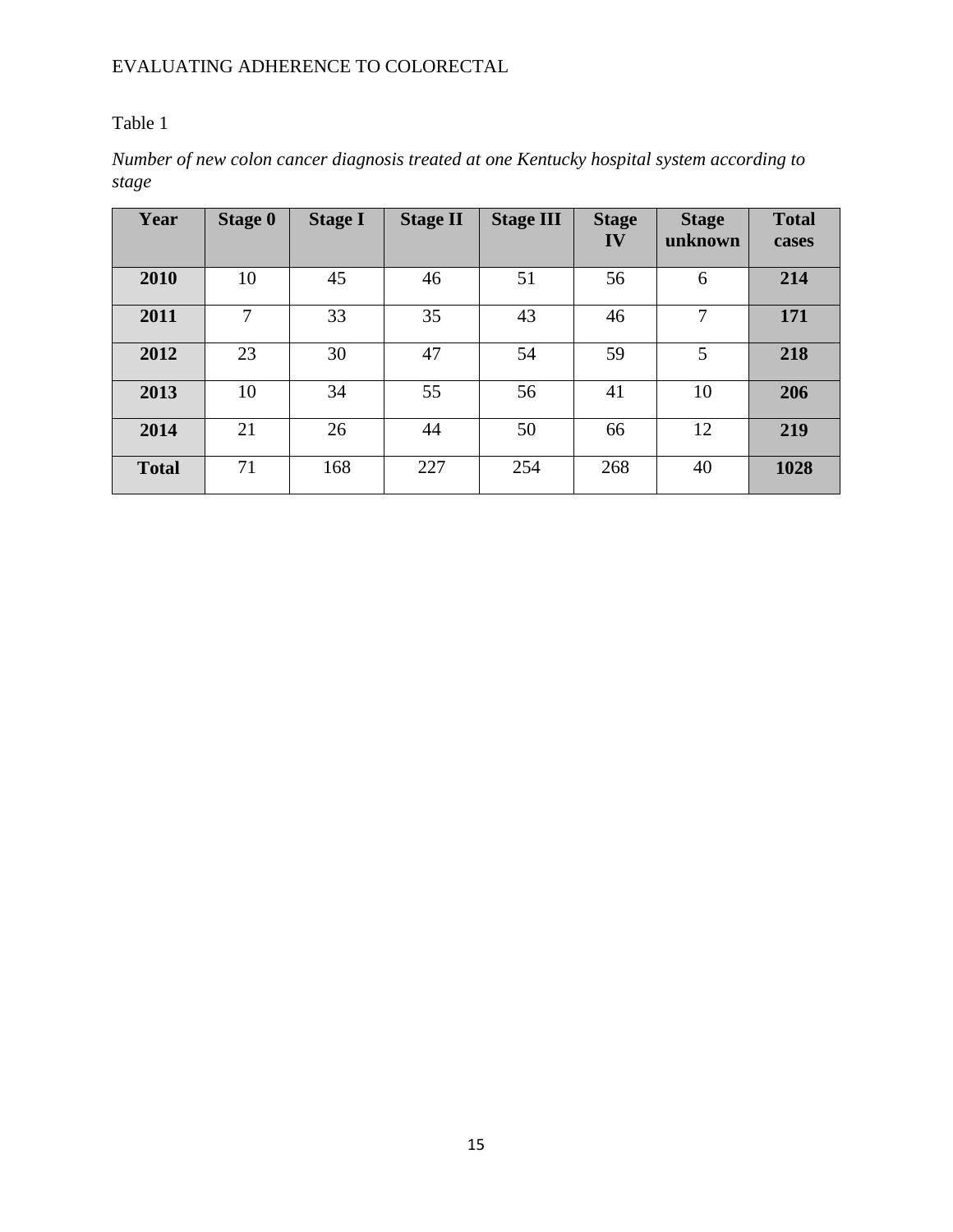Table 1

*Number of new colon cancer diagnosis treated at one Kentucky hospital system according to stage*

| Year | Stage 0 | Stage I | Stage II | Stage III | Stage IV | Stage unknown | Total cases |
|---|---|---|---|---|---|---|---|
| **2010** | 10 | 45 | 46 | 51 | 56 | 6 | **214** |
| **2011** | 7 | 33 | 35 | 43 | 46 | 7 | **171** |
| **2012** | 23 | 30 | 47 | 54 | 59 | 5 | **218** |
| **2013** | 10 | 34 | 55 | 56 | 41 | 10 | **206** |
| **2014** | 21 | 26 | 44 | 50 | 66 | 12 | **219** |
| **Total** | 71 | 168 | 227 | 254 | 268 | 40 | **1028** |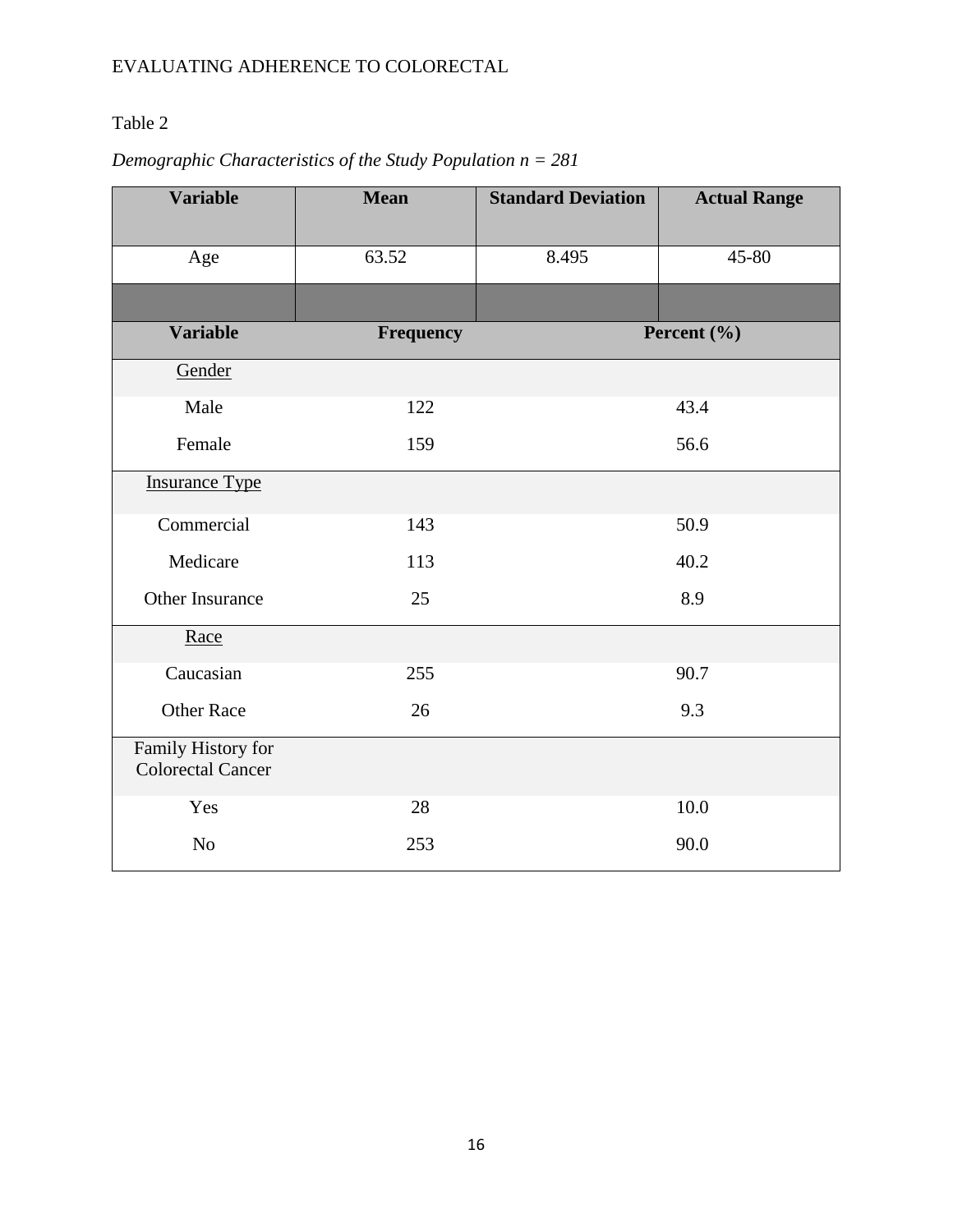Table 2

*Demographic Characteristics of the Study Population n = 281*

| **Variable** | **Mean** | **Standard Deviation** | **Actual Range** |
|---|---|---|---|
| Age | 63.52 | 8.495 | 45-80 |
| | | | |
| **Variable** | **Frequency** | **Percent (%)** | |
| Gender | | | |
| Male | 122 | 43.4 | |
| Female | 159 | 56.6 | |
| Insurance Type | | | |
| Commercial | 143 | 50.9 | |
| Medicare | 113 | 40.2 | |
| Other Insurance | 25 | 8.9 | |
| Race | | | |
| Caucasian | 255 | 90.7 | |
| Other Race | 26 | 9.3 | |
| Family History for Colorectal Cancer | | | |
| Yes | 28 | 10.0 | |
| No | 253 | 90.0 | |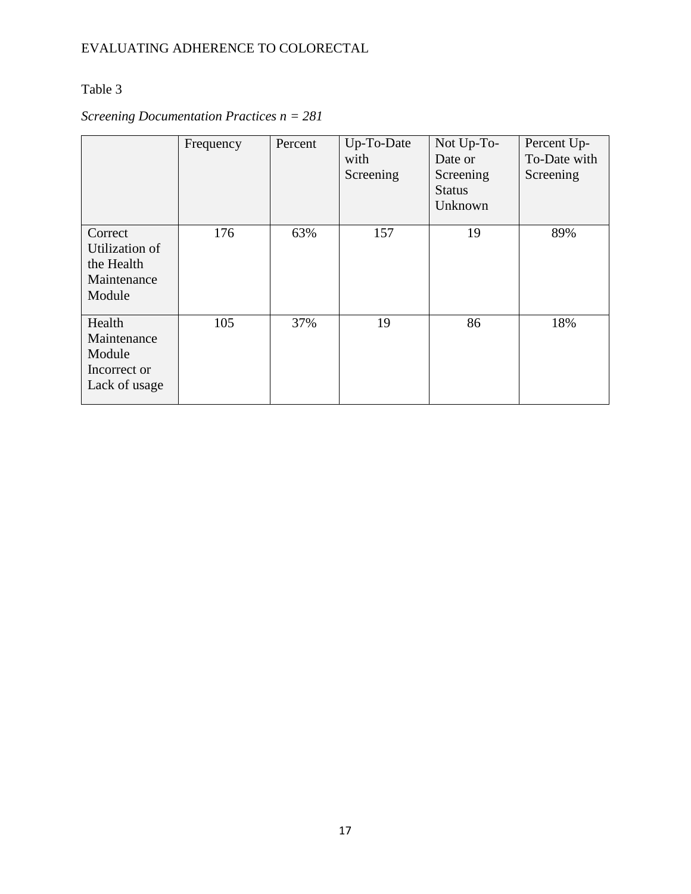Table 3

*Screening Documentation Practices n = 281*

| | Frequency | Percent | Up-To-Date with Screening | Not Up-To-Date or Screening Status Unknown | Percent Up-To-Date with Screening |
|---|---|---|---|---|---|
| Correct Utilization of the Health Maintenance Module | 176 | 63% | 157 | 19 | 89% |
| Health Maintenance Module Incorrect or Lack of usage | 105 | 37% | 19 | 86 | 18% |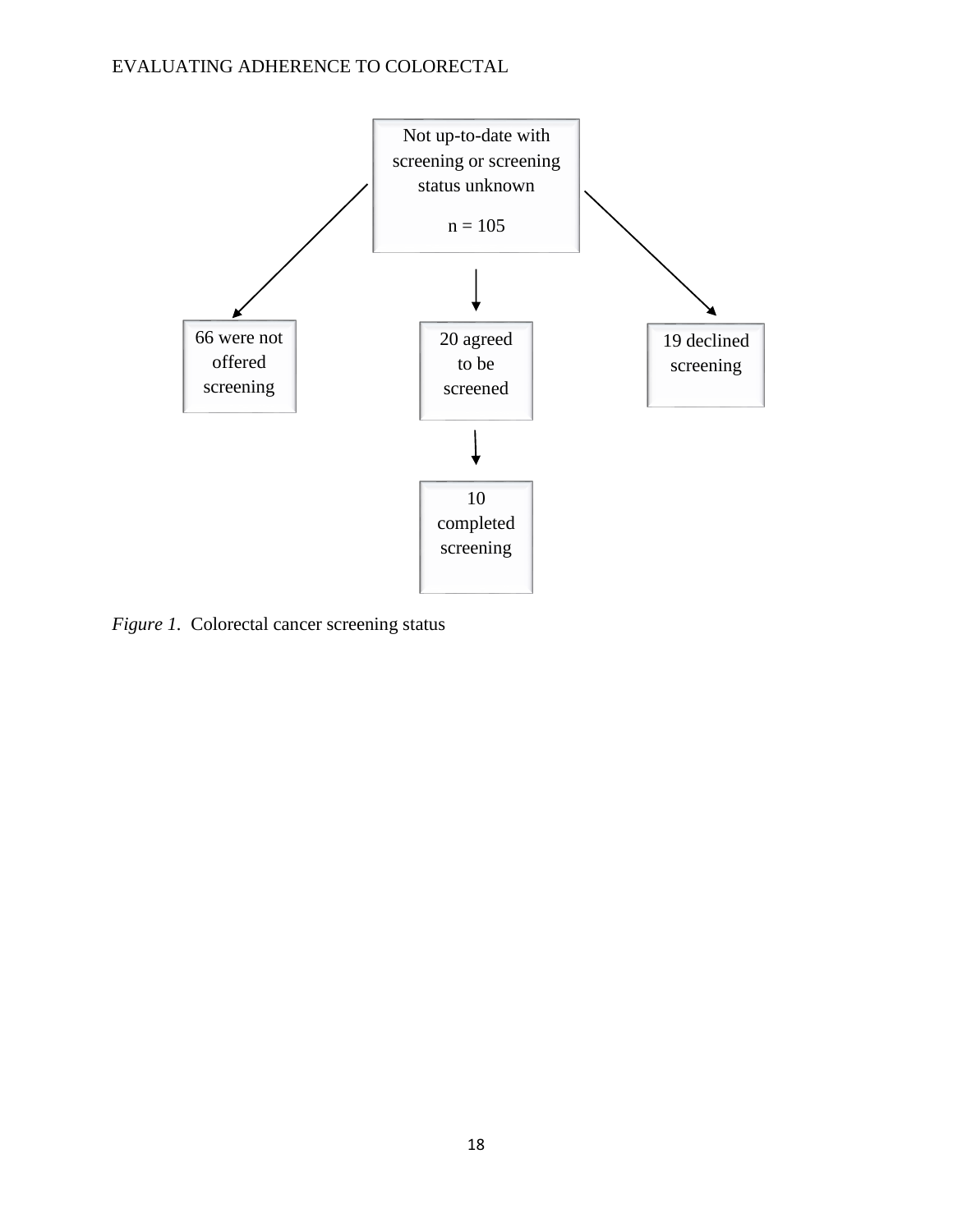Not up-to-date with screening or screening status unknown

n = 105

66 were not offered screening

20 agreed to be screened

19 declined screening

10 completed screening

*Figure 1.* Colorectal cancer screening status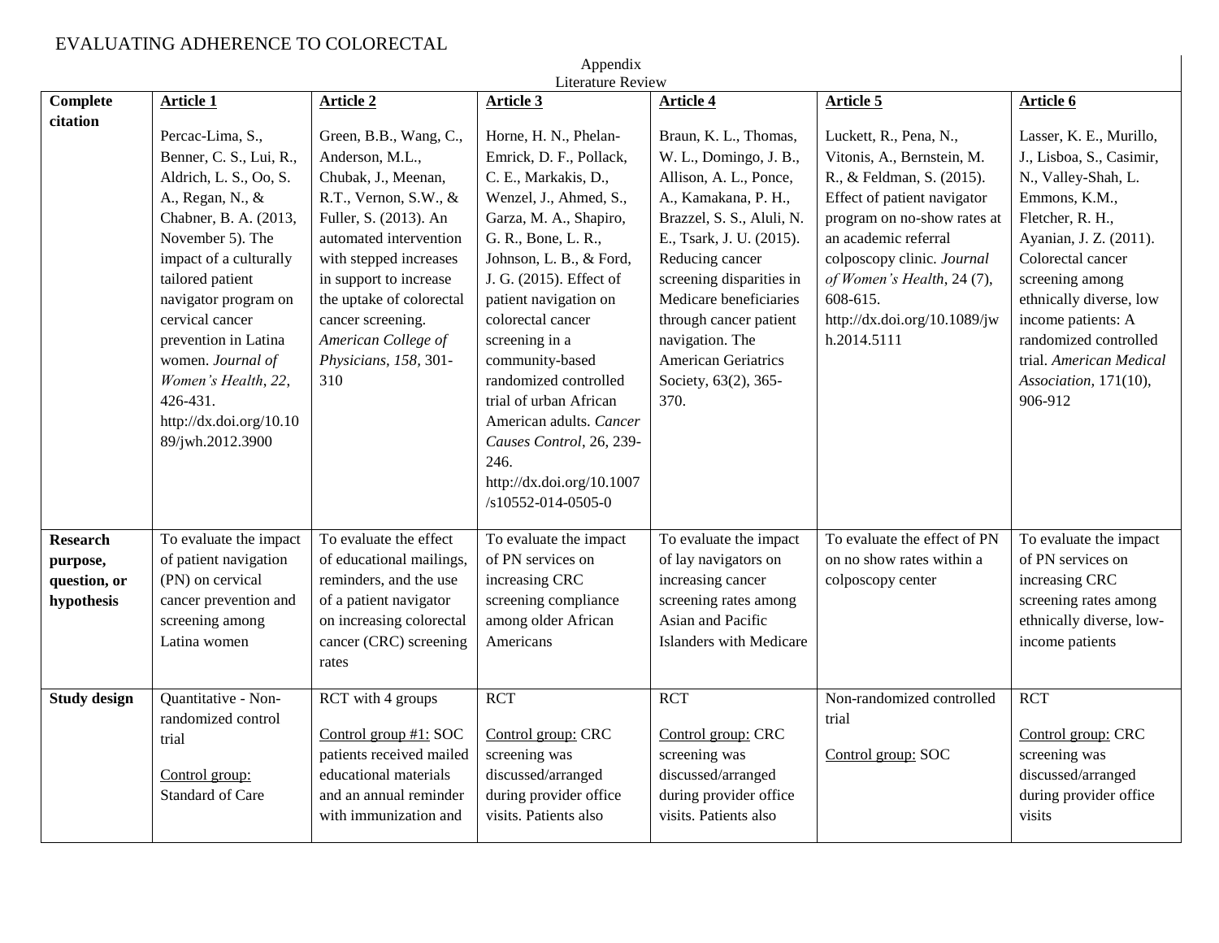Appendix

Literature Review

| **Complete citation** | **Article 1**<br><br>Percac-Lima, S., Benner, C. S., Lui, R., Aldrich, L. S., Oo, S. A., Regan, N., & Chabner, B. A. (2013, November 5). The impact of a culturally tailored patient navigator program on cervical cancer prevention in Latina women. *Journal of Women's Health*, *22*, 426-431. http://dx.doi.org/10.1089/jwh.2012.3900 | **Article 2**<br><br>Green, B.B., Wang, C., Anderson, M.L., Chubak, J., Meenan, R.T., Vernon, S.W., & Fuller, S. (2013). An automated intervention with stepped increases in support to increase the uptake of colorectal cancer screening. *American College of Physicians, 158*, 301-310 | **Article 3**<br><br>Horne, H. N., Phelan-Emrick, D. F., Pollack, C. E., Markakis, D., Wenzel, J., Ahmed, S., Garza, M. A., Shapiro, G. R., Bone, L. R., Johnson, L. B., & Ford, J. G. (2015). Effect of patient navigation on colorectal cancer screening in a community-based randomized controlled trial of urban African American adults. *Cancer Causes Control*, 26, 239-246. http://dx.doi.org/10.1007/s10552-014-0505-0 | **Article 4**<br><br>Braun, K. L., Thomas, W. L., Domingo, J. B., Allison, A. L., Ponce, A., Kamakana, P. H., Brazzel, S. S., Aluli, N. E., Tsark, J. U. (2015). Reducing cancer screening disparities in Medicare beneficiaries through cancer patient navigation. The American Geriatrics Society, 63(2), 365-370. | **Article 5**<br><br>Luckett, R., Pena, N., Vitonis, A., Bernstein, M. R., & Feldman, S. (2015). Effect of patient navigator program on no-show rates at an academic referral colposcopy clinic. *Journal of Women's Health*, 24 (7), 608-615. http://dx.doi.org/10.1089/jwh.2014.5111 | **Article 6**<br><br>Lasser, K. E., Murillo, J., Lisboa, S., Casimir, N., Valley-Shah, L. Emmons, K.M., Fletcher, R. H., Ayanian, J. Z. (2011). Colorectal cancer screening among ethnically diverse, low income patients: A randomized controlled trial. *American Medical Association*, 171(10), 906-912 |
|---|---|---|---|---|---|---|
| **Research purpose, question, or hypothesis** | To evaluate the impact of patient navigation (PN) on cervical cancer prevention and screening among Latina women | To evaluate the effect of educational mailings, reminders, and the use of a patient navigator on increasing colorectal cancer (CRC) screening rates | To evaluate the impact of PN services on increasing CRC screening compliance among older African Americans | To evaluate the impact of lay navigators on increasing cancer screening rates among Asian and Pacific Islanders with Medicare | To evaluate the effect of PN on no show rates within a colposcopy center | To evaluate the impact of PN services on increasing CRC screening rates among ethnically diverse, low-income patients |
| **Study design** | Quantitative - Non-randomized control trial<br><br><u>Control group:</u> Standard of Care | RCT with 4 groups<br><br><u>Control group #1:</u> SOC patients received mailed educational materials and an annual reminder with immunization and | RCT<br><br><u>Control group:</u> CRC screening was discussed/arranged during provider office visits. Patients also | RCT<br><br><u>Control group:</u> CRC screening was discussed/arranged during provider office visits. Patients also | Non-randomized controlled trial<br><br><u>Control group:</u> SOC | RCT<br><br><u>Control group:</u> CRC screening was discussed/arranged during provider office visits |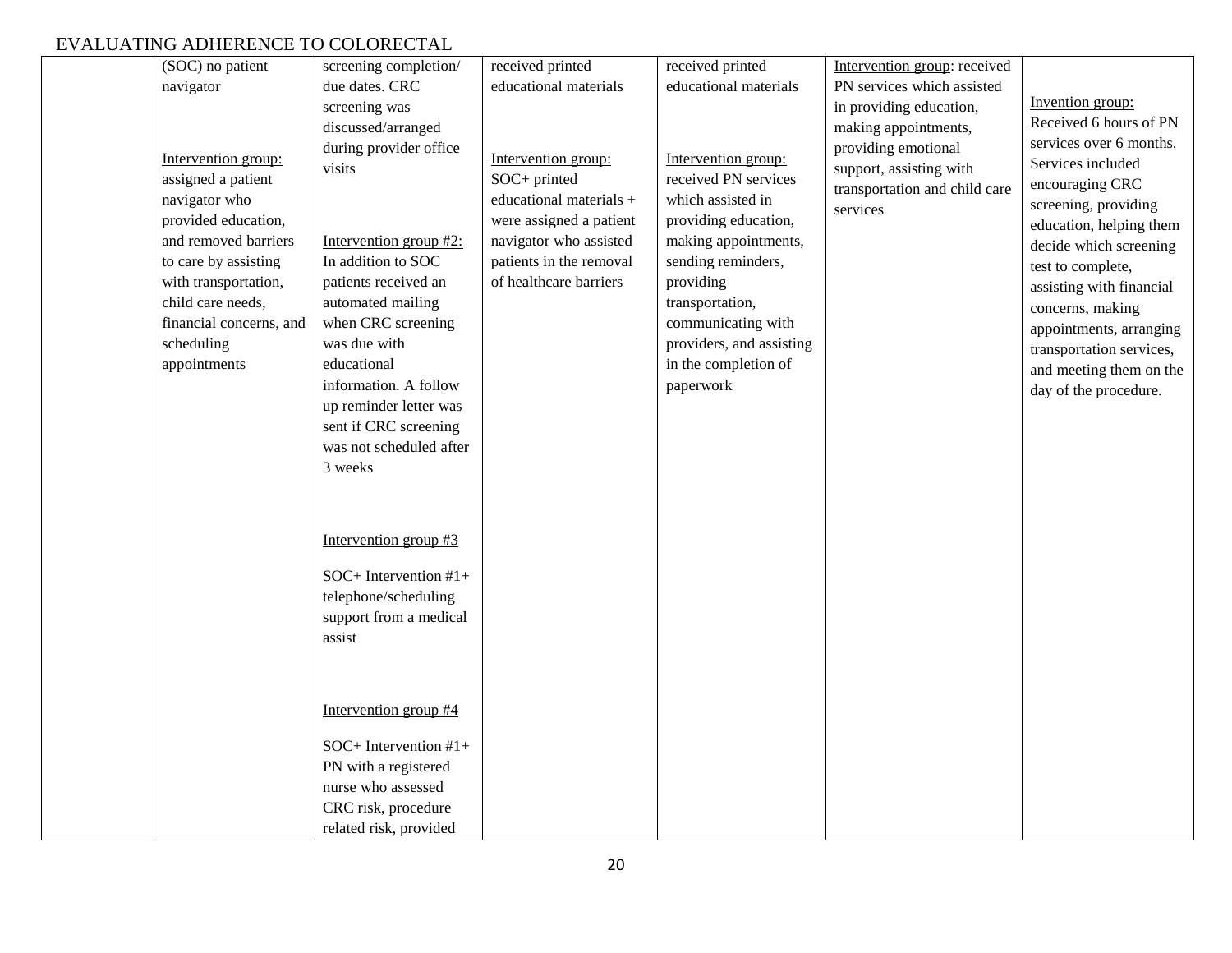| | | | | | | |
|---|---|---|---|---|---|---|
| | (SOC) no patient navigator<br><br>Intervention group: assigned a patient navigator who provided education, and removed barriers to care by assisting with transportation, child care needs, financial concerns, and scheduling appointments | screening completion/ due dates. CRC screening was discussed/arranged during provider office visits<br><br>Intervention group #2: In addition to SOC patients received an automated mailing when CRC screening was due with educational information. A follow up reminder letter was sent if CRC screening was not scheduled after 3 weeks<br><br>Intervention group #3<br><br>SOC+ Intervention #1+ telephone/scheduling support from a medical assist<br><br>Intervention group #4<br><br>SOC+ Intervention #1+ PN with a registered nurse who assessed CRC risk, procedure related risk, provided | received printed educational materials<br><br>Intervention group: SOC+ printed educational materials + were assigned a patient navigator who assisted patients in the removal of healthcare barriers | received printed educational materials<br><br>Intervention group: received PN services which assisted in providing education, making appointments, sending reminders, providing transportation, communicating with providers, and assisting in the completion of paperwork | Intervention group: received PN services which assisted in providing education, making appointments, providing emotional support, assisting with transportation and child care services | Invention group: Received 6 hours of PN services over 6 months. Services included encouraging CRC screening, providing education, helping them decide which screening test to complete, assisting with financial concerns, making appointments, arranging transportation services, and meeting them on the day of the procedure. |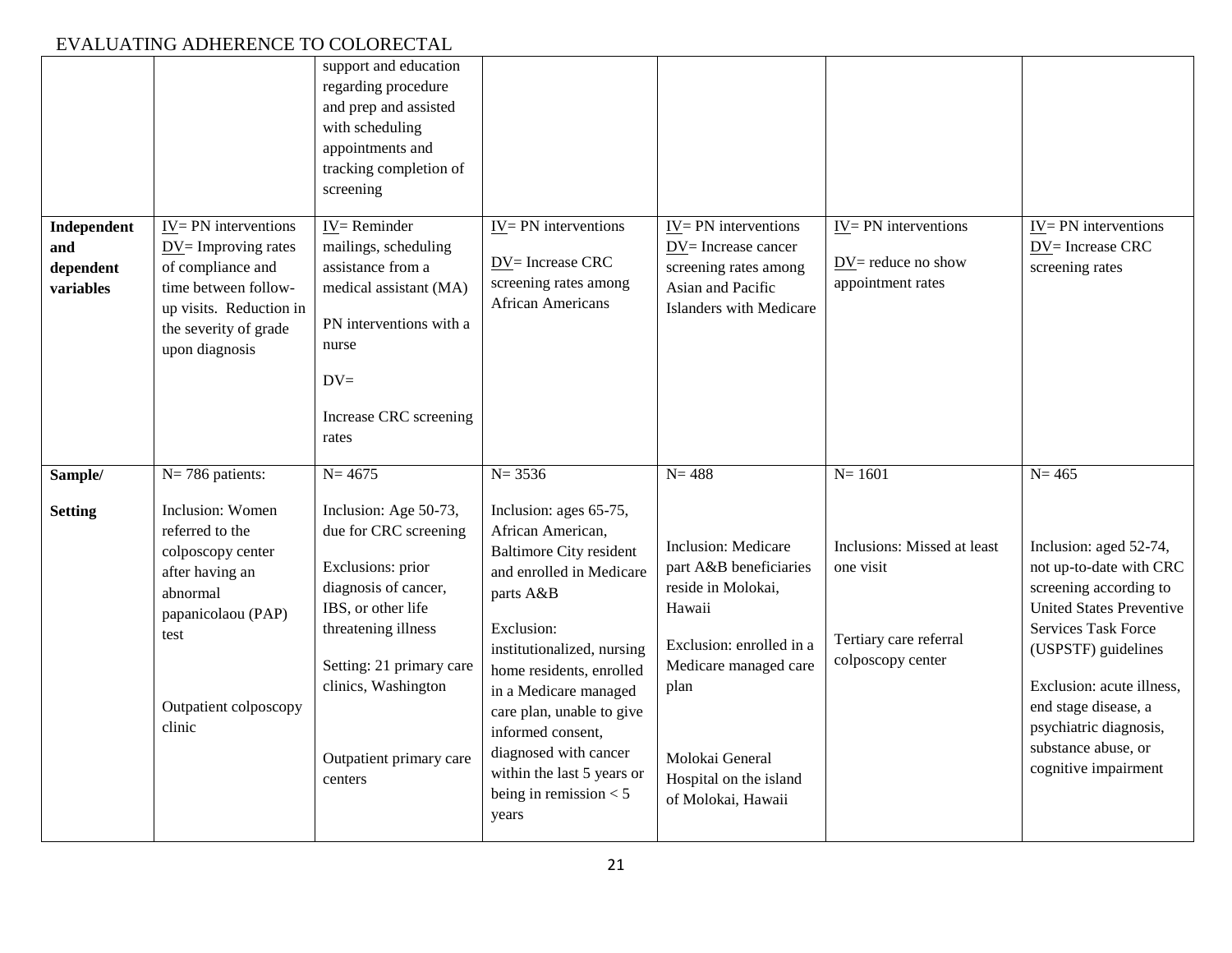| | | | | | | |
|---|---|---|---|---|---|---|
| | | support and education regarding procedure and prep and assisted with scheduling appointments and tracking completion of screening | | | | |
| **Independent and dependent variables** | IV= PN interventions DV= Improving rates of compliance and time between follow-up visits. Reduction in the severity of grade upon diagnosis | IV= Reminder mailings, scheduling assistance from a medical assistant (MA) PN interventions with a nurse DV= Increase CRC screening rates | IV= PN interventions DV= Increase CRC screening rates among African Americans | IV= PN interventions DV= Increase cancer screening rates among Asian and Pacific Islanders with Medicare | IV= PN interventions DV= reduce no show appointment rates | IV= PN interventions DV= Increase CRC screening rates |
| **Sample/ Setting** | N= 786 patients: Inclusion: Women referred to the colposcopy center after having an abnormal papanicolaou (PAP) test Outpatient colposcopy clinic | N= 4675 Inclusion: Age 50-73, due for CRC screening Exclusions: prior diagnosis of cancer, IBS, or other life threatening illness Setting: 21 primary care clinics, Washington Outpatient primary care centers | N= 3536 Inclusion: ages 65-75, African American, Baltimore City resident and enrolled in Medicare parts A&B Exclusion: institutionalized, nursing home residents, enrolled in a Medicare managed care plan, unable to give informed consent, diagnosed with cancer within the last 5 years or being in remission < 5 years | N= 488 Inclusion: Medicare part A&B beneficiaries reside in Molokai, Hawaii Exclusion: enrolled in a Medicare managed care plan Molokai General Hospital on the island of Molokai, Hawaii | N= 1601 Inclusions: Missed at least one visit Tertiary care referral colposcopy center | N= 465 Inclusion: aged 52-74, not up-to-date with CRC screening according to United States Preventive Services Task Force (USPSTF) guidelines Exclusion: acute illness, end stage disease, a psychiatric diagnosis, substance abuse, or cognitive impairment |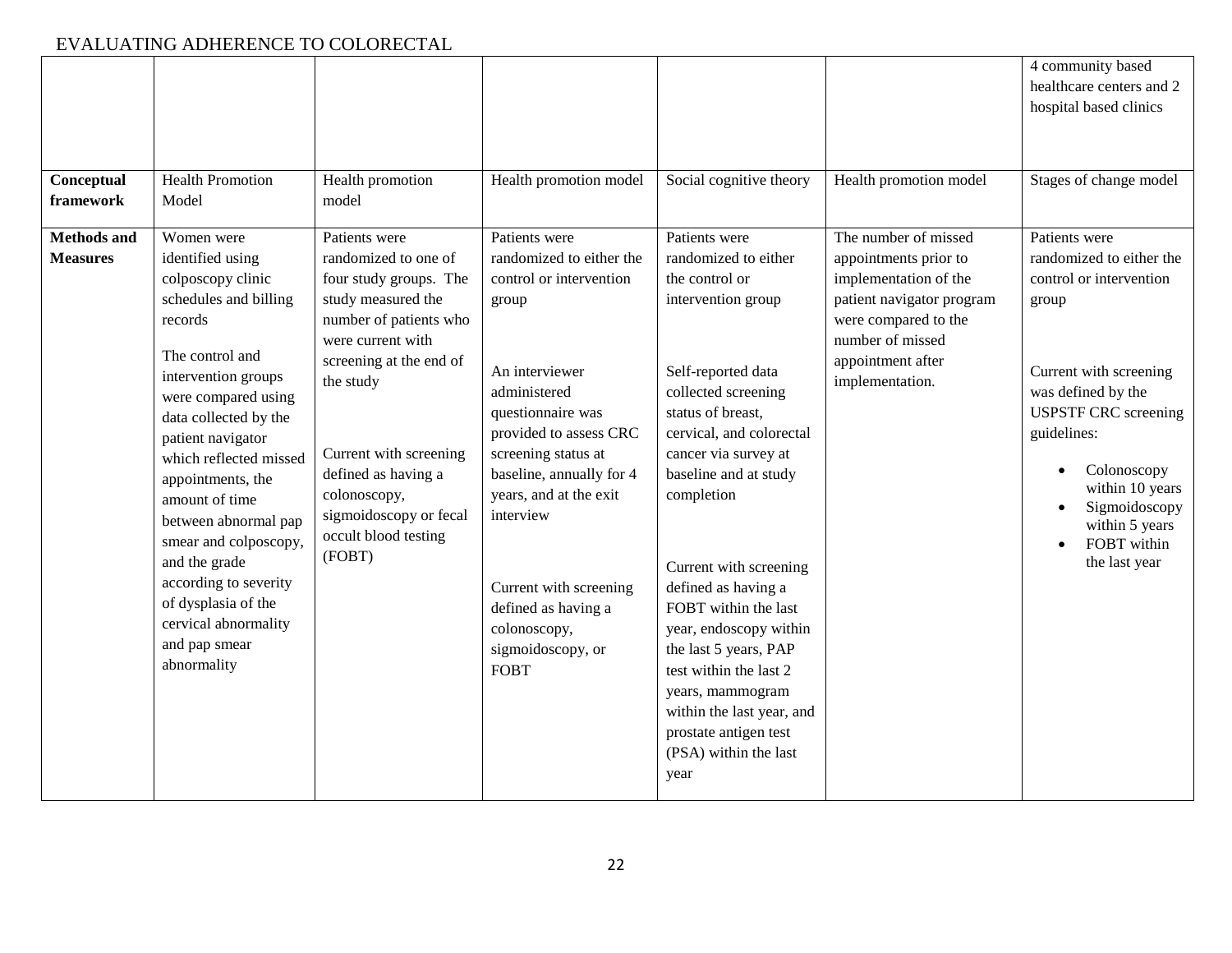| | | | | | | |
|---|---|---|---|---|---|---|
| | | | | | | 4 community based healthcare centers and 2 hospital based clinics |
| **Conceptual framework** | Health Promotion Model | Health promotion model | Health promotion model | Social cognitive theory | Health promotion model | Stages of change model |
| **Methods and Measures** | Women were identified using colposcopy clinic schedules and billing records<br><br>The control and intervention groups were compared using data collected by the patient navigator which reflected missed appointments, the amount of time between abnormal pap smear and colposcopy, and the grade according to severity of dysplasia of the cervical abnormality and pap smear abnormality | Patients were randomized to one of four study groups. The study measured the number of patients who were current with screening at the end of the study<br><br>Current with screening defined as having a colonoscopy, sigmoidoscopy or fecal occult blood testing (FOBT) | Patients were randomized to either the control or intervention group<br><br>An interviewer administered questionnaire was provided to assess CRC screening status at baseline, annually for 4 years, and at the exit interview<br><br>Current with screening defined as having a colonoscopy, sigmoidoscopy, or FOBT | Patients were randomized to either the control or intervention group<br><br>Self-reported data collected screening status of breast, cervical, and colorectal cancer via survey at baseline and at study completion<br><br>Current with screening defined as having a FOBT within the last year, endoscopy within the last 5 years, PAP test within the last 2 years, mammogram within the last year, and prostate antigen test (PSA) within the last year | The number of missed appointments prior to implementation of the patient navigator program were compared to the number of missed appointment after implementation. | Patients were randomized to either the control or intervention group<br><br>Current with screening was defined by the USPSTF CRC screening guidelines:<br>• Colonoscopy within 10 years<br>• Sigmoidoscopy within 5 years<br>• FOBT within the last year |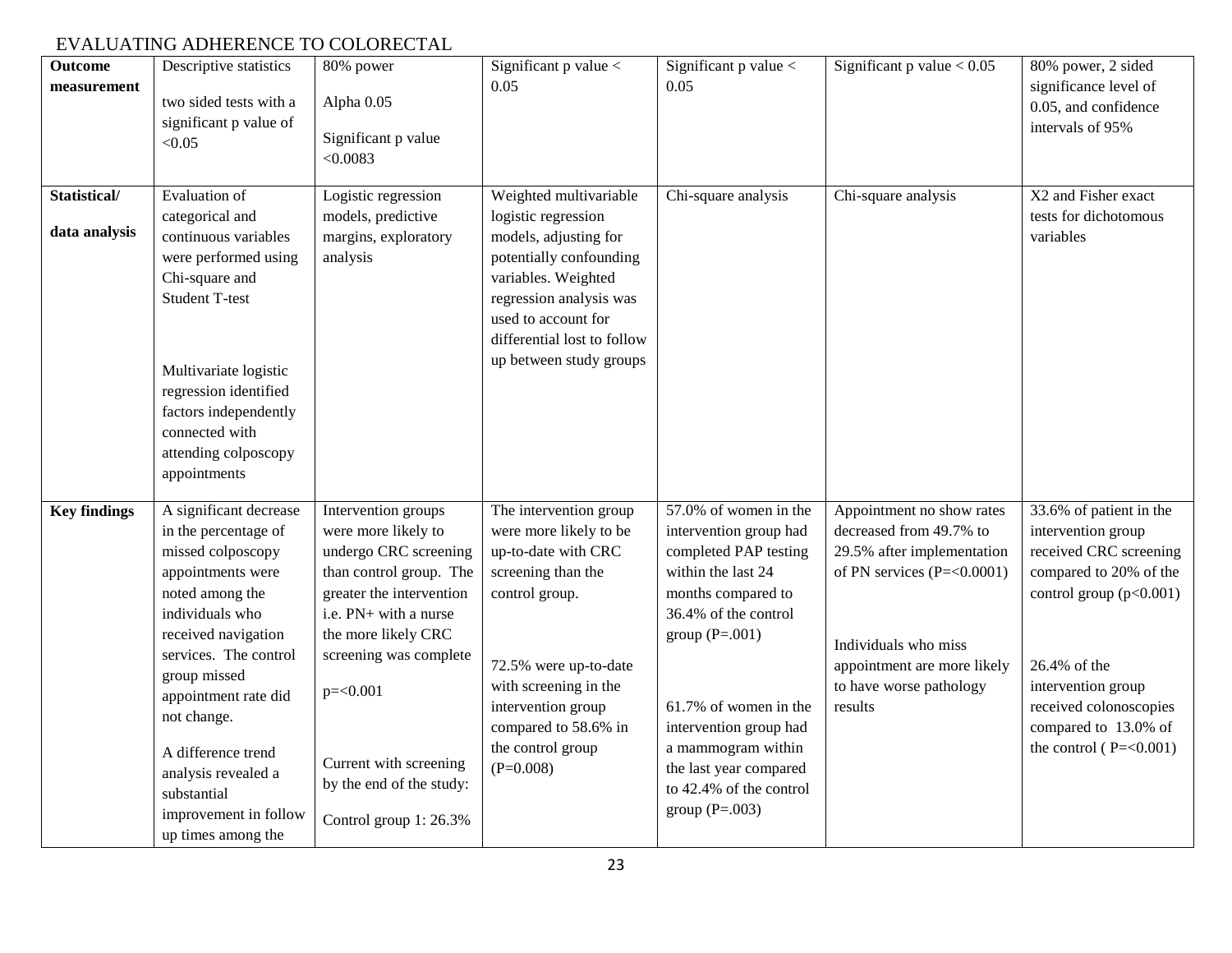| Outcome measurement | Descriptive statistics<br><br>two sided tests with a significant p value of <0.05 | 80% power<br><br>Alpha 0.05<br><br>Significant p value <0.0083 | Significant p value < 0.05 | Significant p value < 0.05 | Significant p value < 0.05 | 80% power, 2 sided significance level of 0.05, and confidence intervals of 95% |
|---|---|---|---|---|---|---|
| **Statistical/ data analysis** | Evaluation of categorical and continuous variables were performed using Chi-square and Student T-test<br><br>Multivariate logistic regression identified factors independently connected with attending colposcopy appointments | Logistic regression models, predictive margins, exploratory analysis | Weighted multivariable logistic regression models, adjusting for potentially confounding variables. Weighted regression analysis was used to account for differential lost to follow up between study groups | Chi-square analysis | Chi-square analysis | X2 and Fisher exact tests for dichotomous variables |
| **Key findings** | A significant decrease in the percentage of missed colposcopy appointments were noted among the individuals who received navigation services. The control group missed appointment rate did not change.<br><br>A difference trend analysis revealed a substantial improvement in follow up times among the | Intervention groups were more likely to undergo CRC screening than control group. The greater the intervention i.e. PN+ with a nurse the more likely CRC screening was complete<br><br>p=<0.001<br><br>Current with screening by the end of the study:<br><br>Control group 1: 26.3% | The intervention group were more likely to be up-to-date with CRC screening than the control group.<br><br>72.5% were up-to-date with screening in the intervention group compared to 58.6% in the control group (P=0.008) | 57.0% of women in the intervention group had completed PAP testing within the last 24 months compared to 36.4% of the control group (P=.001)<br><br>61.7% of women in the intervention group had a mammogram within the last year compared to 42.4% of the control group (P=.003) | Appointment no show rates decreased from 49.7% to 29.5% after implementation of PN services (P=<0.0001)<br><br>Individuals who miss appointment are more likely to have worse pathology results | 33.6% of patient in the intervention group received CRC screening compared to 20% of the control group (p<0.001)<br><br>26.4% of the intervention group received colonoscopies compared to 13.0% of the control ( P=<0.001) |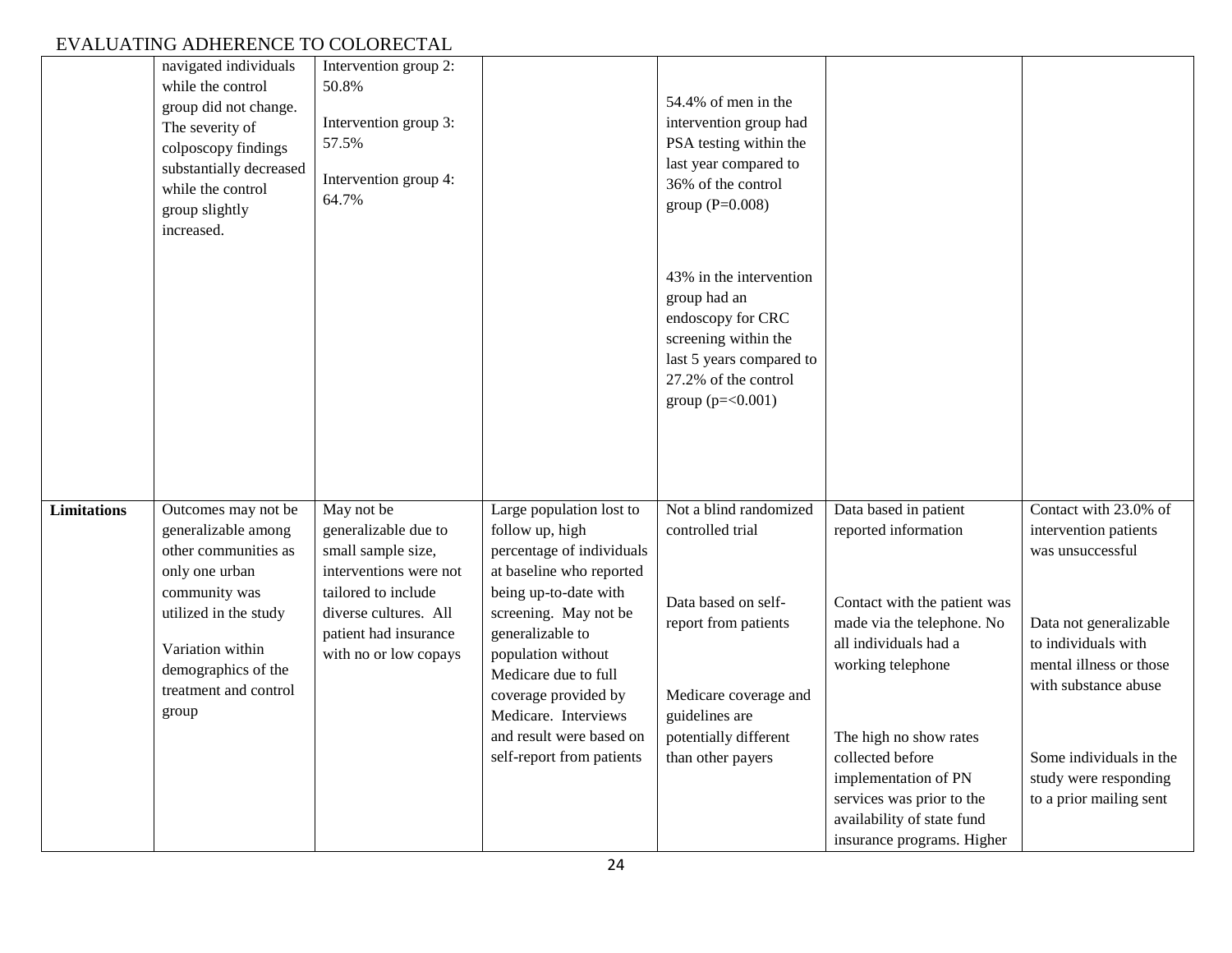| | | | | | | |
|---|---|---|---|---|---|---|
| | navigated individuals while the control group did not change. The severity of colposcopy findings substantially decreased while the control group slightly increased. | Intervention group 2: 50.8%<br><br>Intervention group 3: 57.5%<br><br>Intervention group 4: 64.7% | | 54.4% of men in the intervention group had PSA testing within the last year compared to 36% of the control group (P=0.008)<br><br>43% in the intervention group had an endoscopy for CRC screening within the last 5 years compared to 27.2% of the control group (p=<0.001) | | |
| **Limitations** | Outcomes may not be generalizable among other communities as only one urban community was utilized in the study<br><br>Variation within demographics of the treatment and control group | May not be generalizable due to small sample size, interventions were not tailored to include diverse cultures. All patient had insurance with no or low copays | Large population lost to follow up, high percentage of individuals at baseline who reported being up-to-date with screening. May not be generalizable to population without Medicare due to full coverage provided by Medicare. Interviews and result were based on self-report from patients | Not a blind randomized controlled trial<br><br>Data based on self-report from patients<br><br>Medicare coverage and guidelines are potentially different than other payers | Data based in patient reported information<br><br>Contact with the patient was made via the telephone. No all individuals had a working telephone<br><br>The high no show rates collected before implementation of PN services was prior to the availability of state fund insurance programs. Higher | Contact with 23.0% of intervention patients was unsuccessful<br><br>Data not generalizable to individuals with mental illness or those with substance abuse<br><br>Some individuals in the study were responding to a prior mailing sent |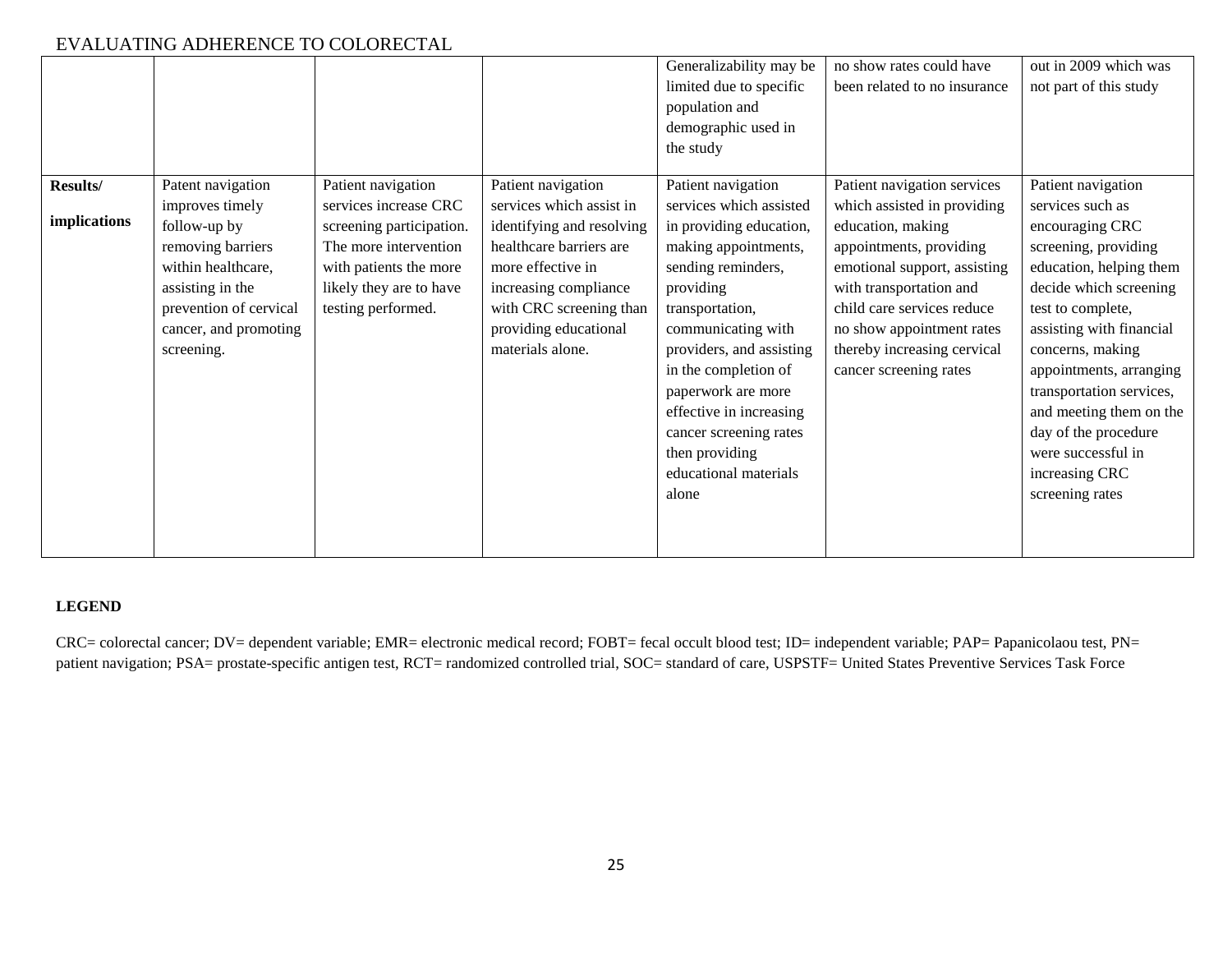| | | | | | | |
|---|---|---|---|---|---|---|
| | | | | Generalizability may be limited due to specific population and demographic used in the study | no show rates could have been related to no insurance | out in 2009 which was not part of this study |
| **Results/ implications** | Patent navigation improves timely follow-up by removing barriers within healthcare, assisting in the prevention of cervical cancer, and promoting screening. | Patient navigation services increase CRC screening participation. The more intervention with patients the more likely they are to have testing performed. | Patient navigation services which assist in identifying and resolving healthcare barriers are more effective in increasing compliance with CRC screening than providing educational materials alone. | Patient navigation services which assisted in providing education, making appointments, sending reminders, providing transportation, communicating with providers, and assisting in the completion of paperwork are more effective in increasing cancer screening rates then providing educational materials alone | Patient navigation services which assisted in providing education, making appointments, providing emotional support, assisting with transportation and child care services reduce no show appointment rates thereby increasing cervical cancer screening rates | Patient navigation services such as encouraging CRC screening, providing education, helping them decide which screening test to complete, assisting with financial concerns, making appointments, arranging transportation services, and meeting them on the day of the procedure were successful in increasing CRC screening rates |

**LEGEND**

CRC= colorectal cancer; DV= dependent variable; EMR= electronic medical record; FOBT= fecal occult blood test; ID= independent variable; PAP= Papanicolaou test, PN= patient navigation; PSA= prostate-specific antigen test, RCT= randomized controlled trial, SOC= standard of care, USPSTF= United States Preventive Services Task Force